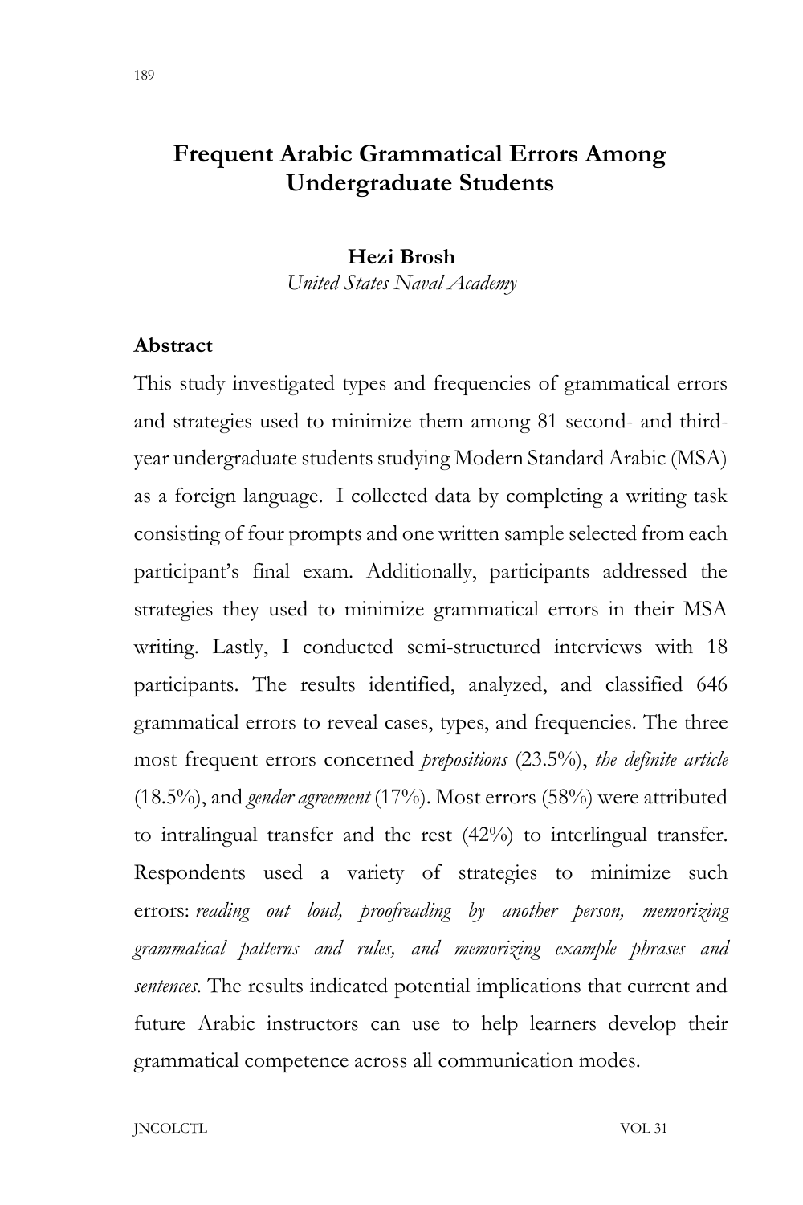# Frequent Arabic Grammatical Errors Among Undergraduate Students

**Hezi Brosh**
*United States Naval Academy*

## Abstract

This study investigated types and frequencies of grammatical errors and strategies used to minimize them among 81 second- and third-year undergraduate students studying Modern Standard Arabic (MSA) as a foreign language. I collected data by completing a writing task consisting of four prompts and one written sample selected from each participant's final exam. Additionally, participants addressed the strategies they used to minimize grammatical errors in their MSA writing. Lastly, I conducted semi-structured interviews with 18 participants. The results identified, analyzed, and classified 646 grammatical errors to reveal cases, types, and frequencies. The three most frequent errors concerned *prepositions* (23.5%), *the definite article* (18.5%), and *gender agreement* (17%). Most errors (58%) were attributed to intralingual transfer and the rest (42%) to interlingual transfer. Respondents used a variety of strategies to minimize such errors: *reading out loud, proofreading by another person, memorizing grammatical patterns and rules, and memorizing example phrases and sentences.* The results indicated potential implications that current and future Arabic instructors can use to help learners develop their grammatical competence across all communication modes.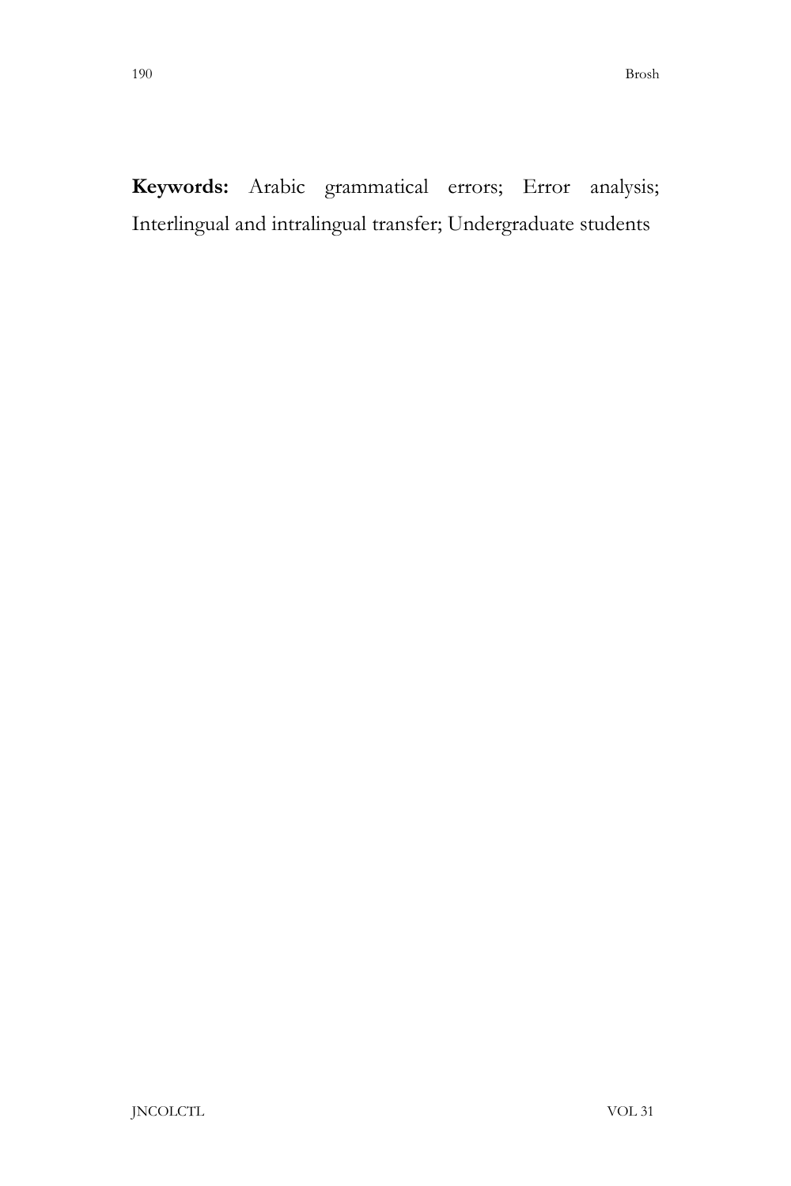**Keywords:** Arabic grammatical errors; Error analysis; Interlingual and intralingual transfer; Undergraduate students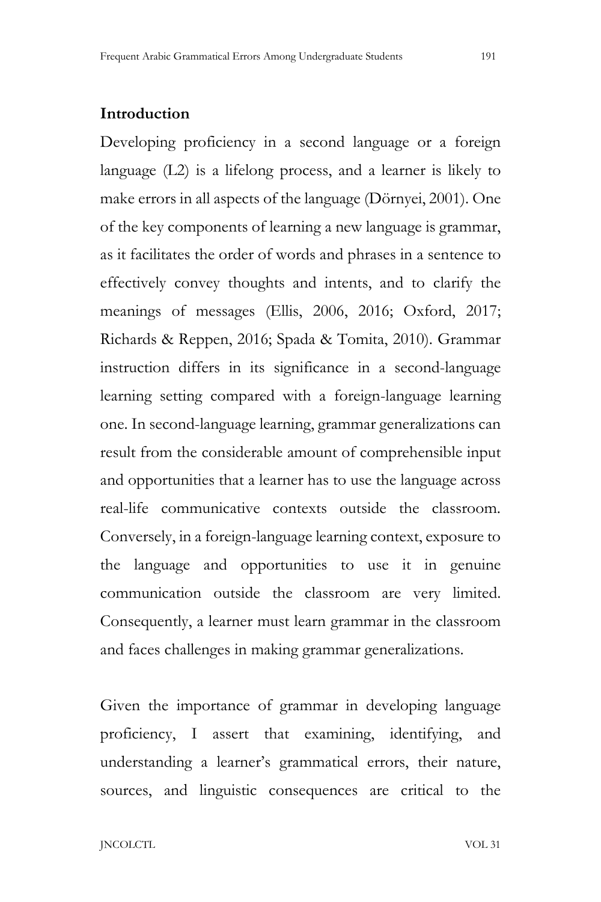## Introduction

Developing proficiency in a second language or a foreign language (L2) is a lifelong process, and a learner is likely to make errors in all aspects of the language (Dörnyei, 2001). One of the key components of learning a new language is grammar, as it facilitates the order of words and phrases in a sentence to effectively convey thoughts and intents, and to clarify the meanings of messages (Ellis, 2006, 2016; Oxford, 2017; Richards & Reppen, 2016; Spada & Tomita, 2010). Grammar instruction differs in its significance in a second-language learning setting compared with a foreign-language learning one. In second-language learning, grammar generalizations can result from the considerable amount of comprehensible input and opportunities that a learner has to use the language across real-life communicative contexts outside the classroom. Conversely, in a foreign-language learning context, exposure to the language and opportunities to use it in genuine communication outside the classroom are very limited. Consequently, a learner must learn grammar in the classroom and faces challenges in making grammar generalizations.

Given the importance of grammar in developing language proficiency, I assert that examining, identifying, and understanding a learner's grammatical errors, their nature, sources, and linguistic consequences are critical to the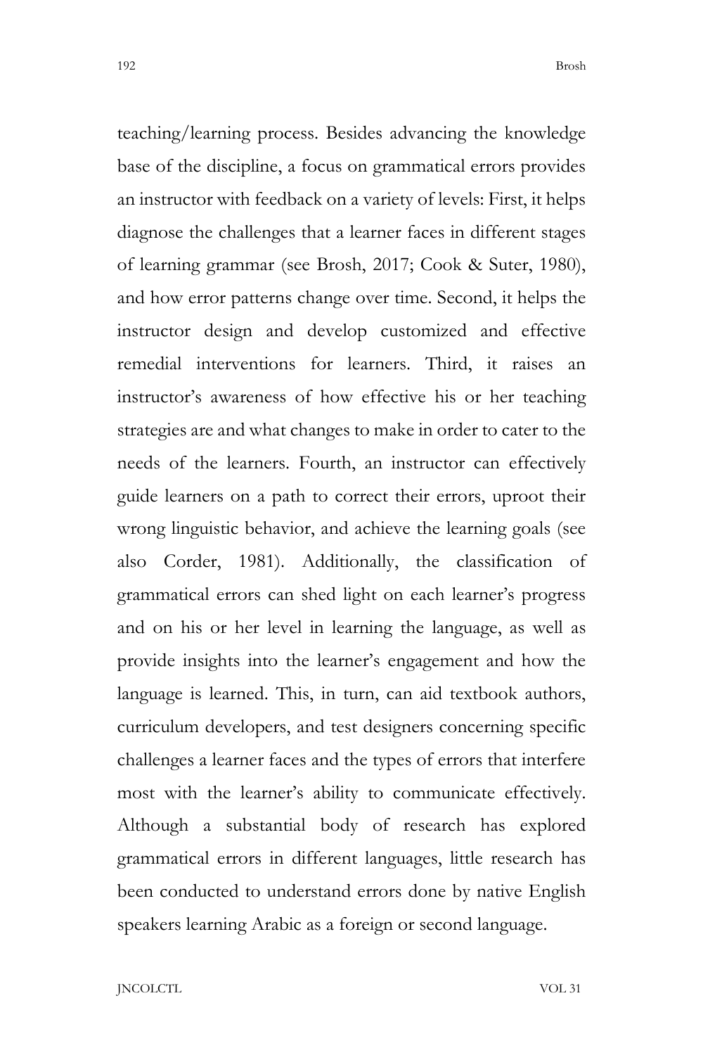teaching/learning process. Besides advancing the knowledge base of the discipline, a focus on grammatical errors provides an instructor with feedback on a variety of levels: First, it helps diagnose the challenges that a learner faces in different stages of learning grammar (see Brosh, 2017; Cook & Suter, 1980), and how error patterns change over time. Second, it helps the instructor design and develop customized and effective remedial interventions for learners. Third, it raises an instructor's awareness of how effective his or her teaching strategies are and what changes to make in order to cater to the needs of the learners. Fourth, an instructor can effectively guide learners on a path to correct their errors, uproot their wrong linguistic behavior, and achieve the learning goals (see also Corder, 1981). Additionally, the classification of grammatical errors can shed light on each learner's progress and on his or her level in learning the language, as well as provide insights into the learner's engagement and how the language is learned. This, in turn, can aid textbook authors, curriculum developers, and test designers concerning specific challenges a learner faces and the types of errors that interfere most with the learner's ability to communicate effectively. Although a substantial body of research has explored grammatical errors in different languages, little research has been conducted to understand errors done by native English speakers learning Arabic as a foreign or second language.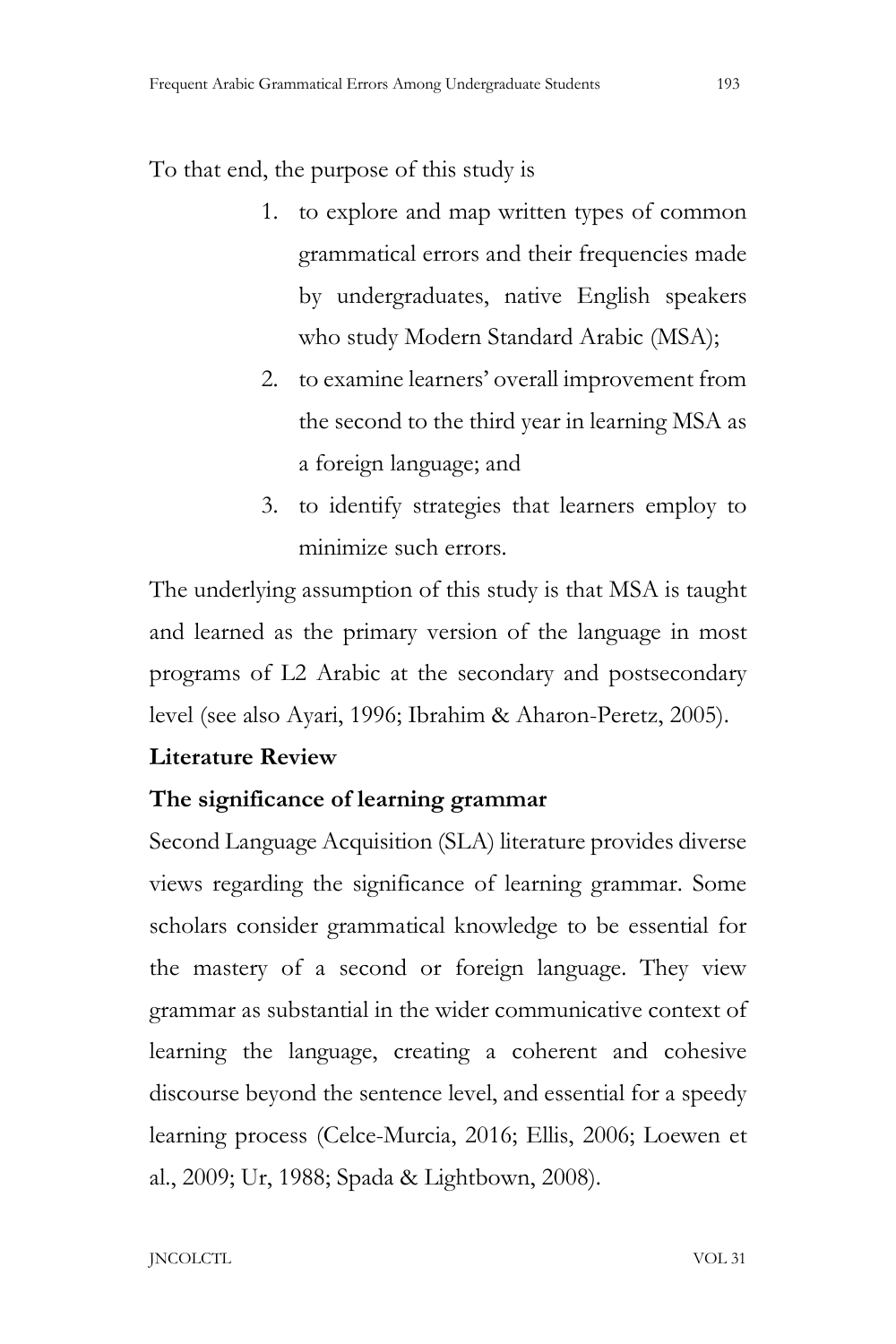To that end, the purpose of this study is

1. to explore and map written types of common grammatical errors and their frequencies made by undergraduates, native English speakers who study Modern Standard Arabic (MSA);
2. to examine learners' overall improvement from the second to the third year in learning MSA as a foreign language; and
3. to identify strategies that learners employ to minimize such errors.

The underlying assumption of this study is that MSA is taught and learned as the primary version of the language in most programs of L2 Arabic at the secondary and postsecondary level (see also Ayari, 1996; Ibrahim & Aharon-Peretz, 2005).

## Literature Review

### The significance of learning grammar

Second Language Acquisition (SLA) literature provides diverse views regarding the significance of learning grammar. Some scholars consider grammatical knowledge to be essential for the mastery of a second or foreign language. They view grammar as substantial in the wider communicative context of learning the language, creating a coherent and cohesive discourse beyond the sentence level, and essential for a speedy learning process (Celce-Murcia, 2016; Ellis, 2006; Loewen et al., 2009; Ur, 1988; Spada & Lightbown, 2008).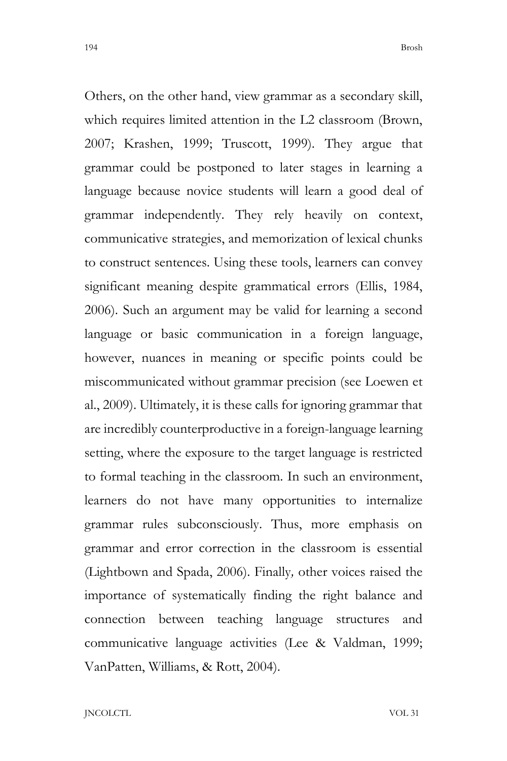Others, on the other hand, view grammar as a secondary skill, which requires limited attention in the L2 classroom (Brown, 2007; Krashen, 1999; Truscott, 1999). They argue that grammar could be postponed to later stages in learning a language because novice students will learn a good deal of grammar independently. They rely heavily on context, communicative strategies, and memorization of lexical chunks to construct sentences. Using these tools, learners can convey significant meaning despite grammatical errors (Ellis, 1984, 2006). Such an argument may be valid for learning a second language or basic communication in a foreign language, however, nuances in meaning or specific points could be miscommunicated without grammar precision (see Loewen et al., 2009). Ultimately, it is these calls for ignoring grammar that are incredibly counterproductive in a foreign-language learning setting, where the exposure to the target language is restricted to formal teaching in the classroom. In such an environment, learners do not have many opportunities to internalize grammar rules subconsciously. Thus, more emphasis on grammar and error correction in the classroom is essential (Lightbown and Spada, 2006). Finally, other voices raised the importance of systematically finding the right balance and connection between teaching language structures and communicative language activities (Lee & Valdman, 1999; VanPatten, Williams, & Rott, 2004).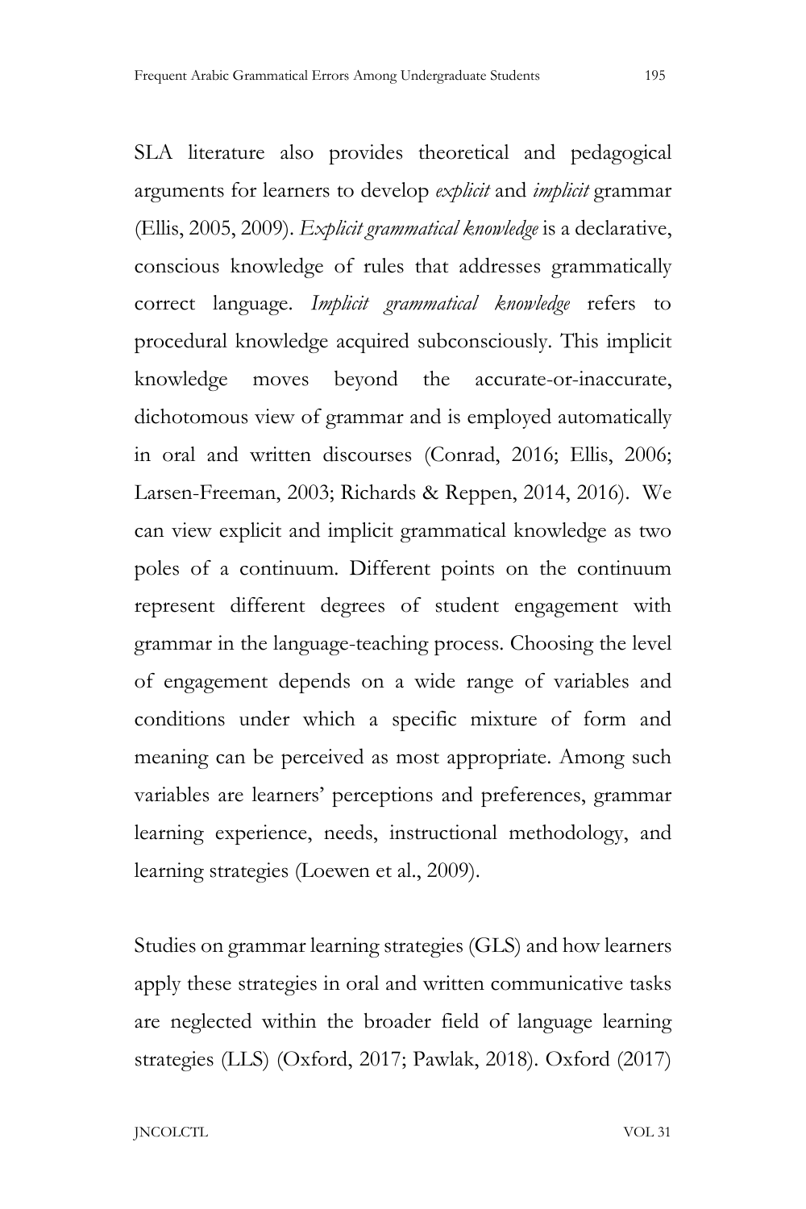SLA literature also provides theoretical and pedagogical arguments for learners to develop *explicit* and *implicit* grammar (Ellis, 2005, 2009). *Explicit grammatical knowledge* is a declarative, conscious knowledge of rules that addresses grammatically correct language. *Implicit grammatical knowledge* refers to procedural knowledge acquired subconsciously. This implicit knowledge moves beyond the accurate-or-inaccurate, dichotomous view of grammar and is employed automatically in oral and written discourses (Conrad, 2016; Ellis, 2006; Larsen-Freeman, 2003; Richards & Reppen, 2014, 2016). We can view explicit and implicit grammatical knowledge as two poles of a continuum. Different points on the continuum represent different degrees of student engagement with grammar in the language-teaching process. Choosing the level of engagement depends on a wide range of variables and conditions under which a specific mixture of form and meaning can be perceived as most appropriate. Among such variables are learners' perceptions and preferences, grammar learning experience, needs, instructional methodology, and learning strategies (Loewen et al., 2009).

Studies on grammar learning strategies (GLS) and how learners apply these strategies in oral and written communicative tasks are neglected within the broader field of language learning strategies (LLS) (Oxford, 2017; Pawlak, 2018). Oxford (2017)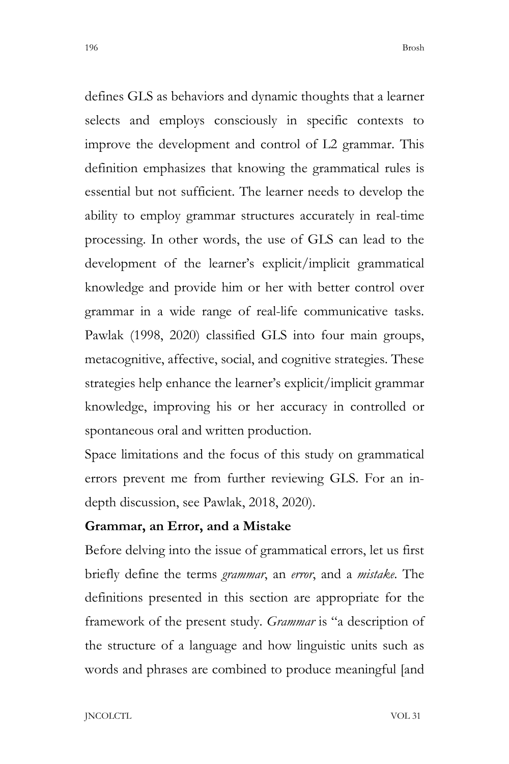defines GLS as behaviors and dynamic thoughts that a learner selects and employs consciously in specific contexts to improve the development and control of L2 grammar. This definition emphasizes that knowing the grammatical rules is essential but not sufficient. The learner needs to develop the ability to employ grammar structures accurately in real-time processing. In other words, the use of GLS can lead to the development of the learner's explicit/implicit grammatical knowledge and provide him or her with better control over grammar in a wide range of real-life communicative tasks. Pawlak (1998, 2020) classified GLS into four main groups, metacognitive, affective, social, and cognitive strategies. These strategies help enhance the learner's explicit/implicit grammar knowledge, improving his or her accuracy in controlled or spontaneous oral and written production.

Space limitations and the focus of this study on grammatical errors prevent me from further reviewing GLS. For an in-depth discussion, see Pawlak, 2018, 2020).

**Grammar, an Error, and a Mistake**

Before delving into the issue of grammatical errors, let us first briefly define the terms *grammar*, an *error*, and a *mistake*. The definitions presented in this section are appropriate for the framework of the present study. *Grammar* is "a description of the structure of a language and how linguistic units such as words and phrases are combined to produce meaningful [and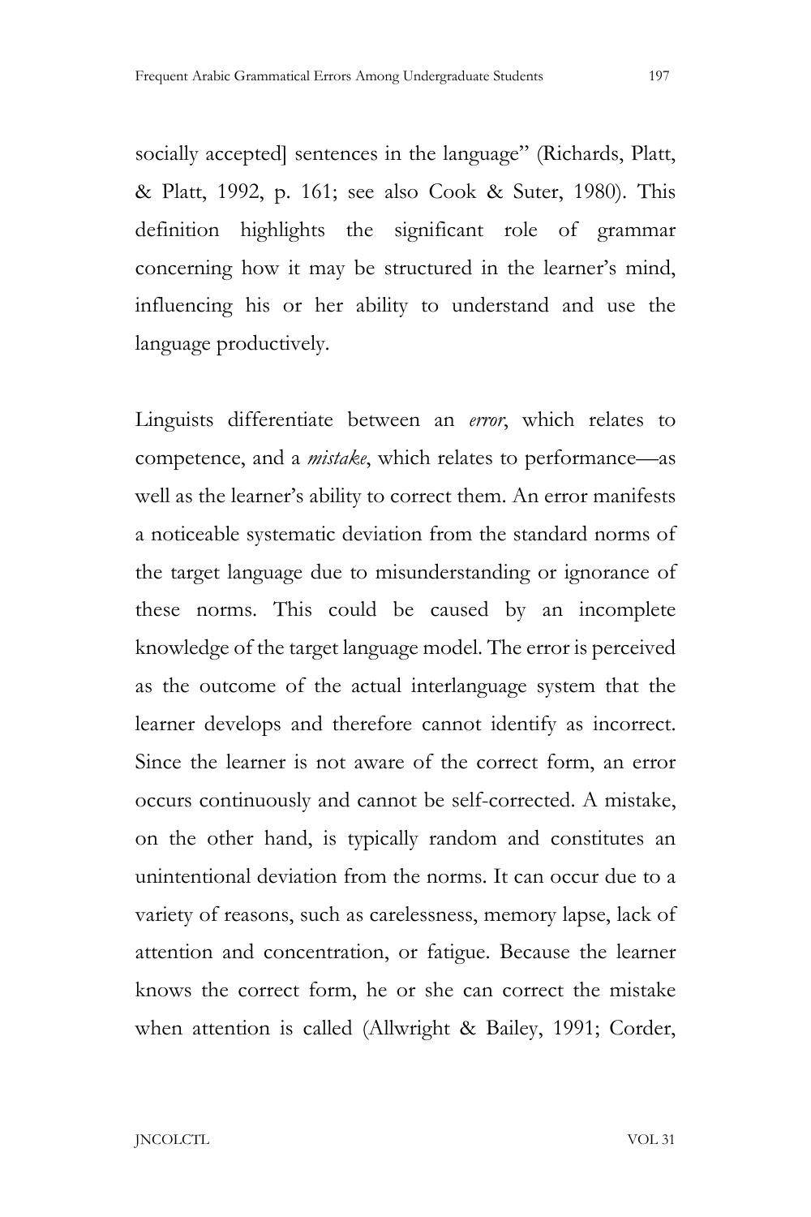socially accepted] sentences in the language" (Richards, Platt, & Platt, 1992, p. 161; see also Cook & Suter, 1980). This definition highlights the significant role of grammar concerning how it may be structured in the learner's mind, influencing his or her ability to understand and use the language productively.

Linguists differentiate between an *error*, which relates to competence, and a *mistake*, which relates to performance—as well as the learner's ability to correct them. An error manifests a noticeable systematic deviation from the standard norms of the target language due to misunderstanding or ignorance of these norms. This could be caused by an incomplete knowledge of the target language model. The error is perceived as the outcome of the actual interlanguage system that the learner develops and therefore cannot identify as incorrect. Since the learner is not aware of the correct form, an error occurs continuously and cannot be self-corrected. A mistake, on the other hand, is typically random and constitutes an unintentional deviation from the norms. It can occur due to a variety of reasons, such as carelessness, memory lapse, lack of attention and concentration, or fatigue. Because the learner knows the correct form, he or she can correct the mistake when attention is called (Allwright & Bailey, 1991; Corder,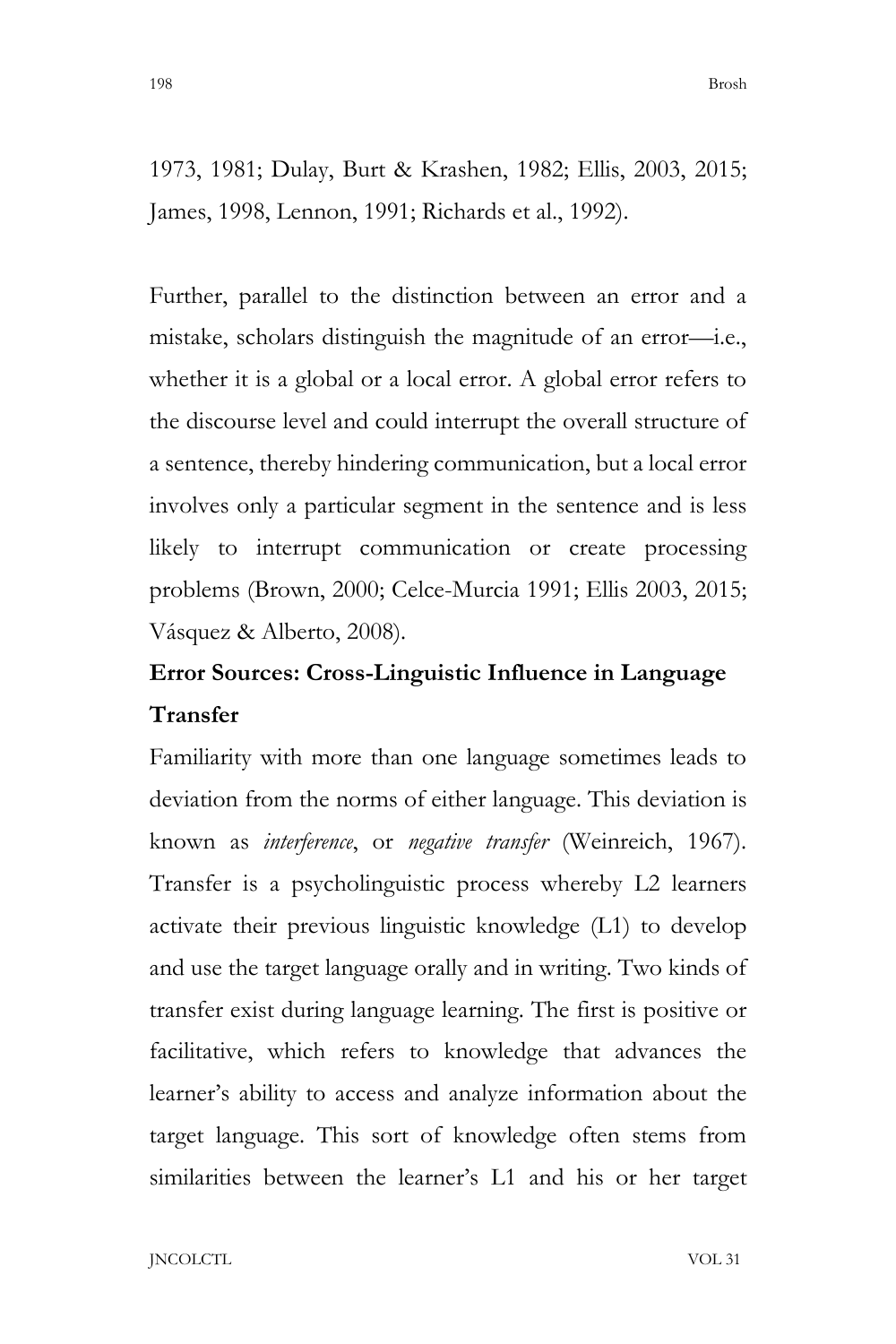1973, 1981; Dulay, Burt & Krashen, 1982; Ellis, 2003, 2015; James, 1998, Lennon, 1991; Richards et al., 1992).

Further, parallel to the distinction between an error and a mistake, scholars distinguish the magnitude of an error—i.e., whether it is a global or a local error. A global error refers to the discourse level and could interrupt the overall structure of a sentence, thereby hindering communication, but a local error involves only a particular segment in the sentence and is less likely to interrupt communication or create processing problems (Brown, 2000; Celce-Murcia 1991; Ellis 2003, 2015; Vásquez & Alberto, 2008).

## Error Sources: Cross-Linguistic Influence in Language Transfer

Familiarity with more than one language sometimes leads to deviation from the norms of either language. This deviation is known as *interference*, or *negative transfer* (Weinreich, 1967). Transfer is a psycholinguistic process whereby L2 learners activate their previous linguistic knowledge (L1) to develop and use the target language orally and in writing. Two kinds of transfer exist during language learning. The first is positive or facilitative, which refers to knowledge that advances the learner's ability to access and analyze information about the target language. This sort of knowledge often stems from similarities between the learner's L1 and his or her target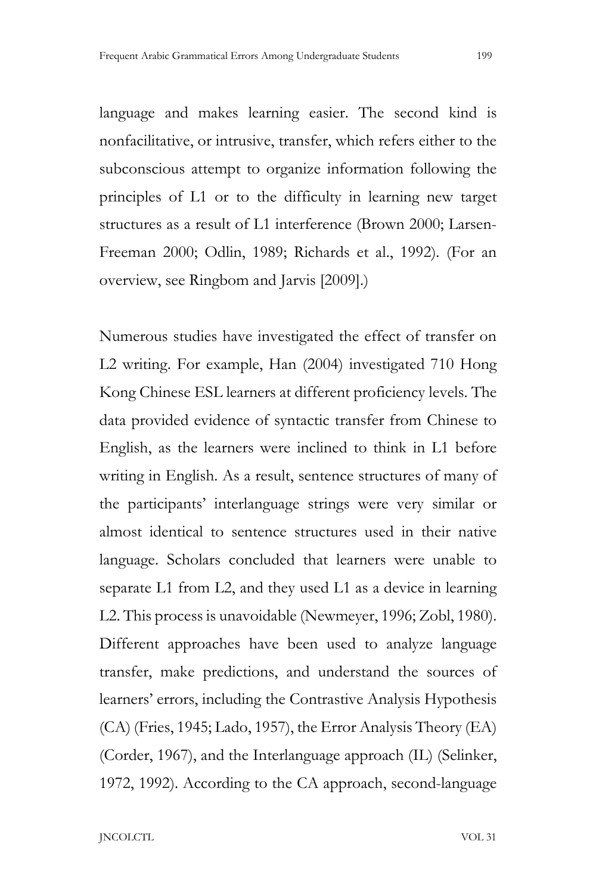language and makes learning easier. The second kind is nonfacilitative, or intrusive, transfer, which refers either to the subconscious attempt to organize information following the principles of L1 or to the difficulty in learning new target structures as a result of L1 interference (Brown 2000; Larsen-Freeman 2000; Odlin, 1989; Richards et al., 1992). (For an overview, see Ringbom and Jarvis [2009].)

Numerous studies have investigated the effect of transfer on L2 writing. For example, Han (2004) investigated 710 Hong Kong Chinese ESL learners at different proficiency levels. The data provided evidence of syntactic transfer from Chinese to English, as the learners were inclined to think in L1 before writing in English. As a result, sentence structures of many of the participants' interlanguage strings were very similar or almost identical to sentence structures used in their native language. Scholars concluded that learners were unable to separate L1 from L2, and they used L1 as a device in learning L2. This process is unavoidable (Newmeyer, 1996; Zobl, 1980). Different approaches have been used to analyze language transfer, make predictions, and understand the sources of learners' errors, including the Contrastive Analysis Hypothesis (CA) (Fries, 1945; Lado, 1957), the Error Analysis Theory (EA) (Corder, 1967), and the Interlanguage approach (IL) (Selinker, 1972, 1992). According to the CA approach, second-language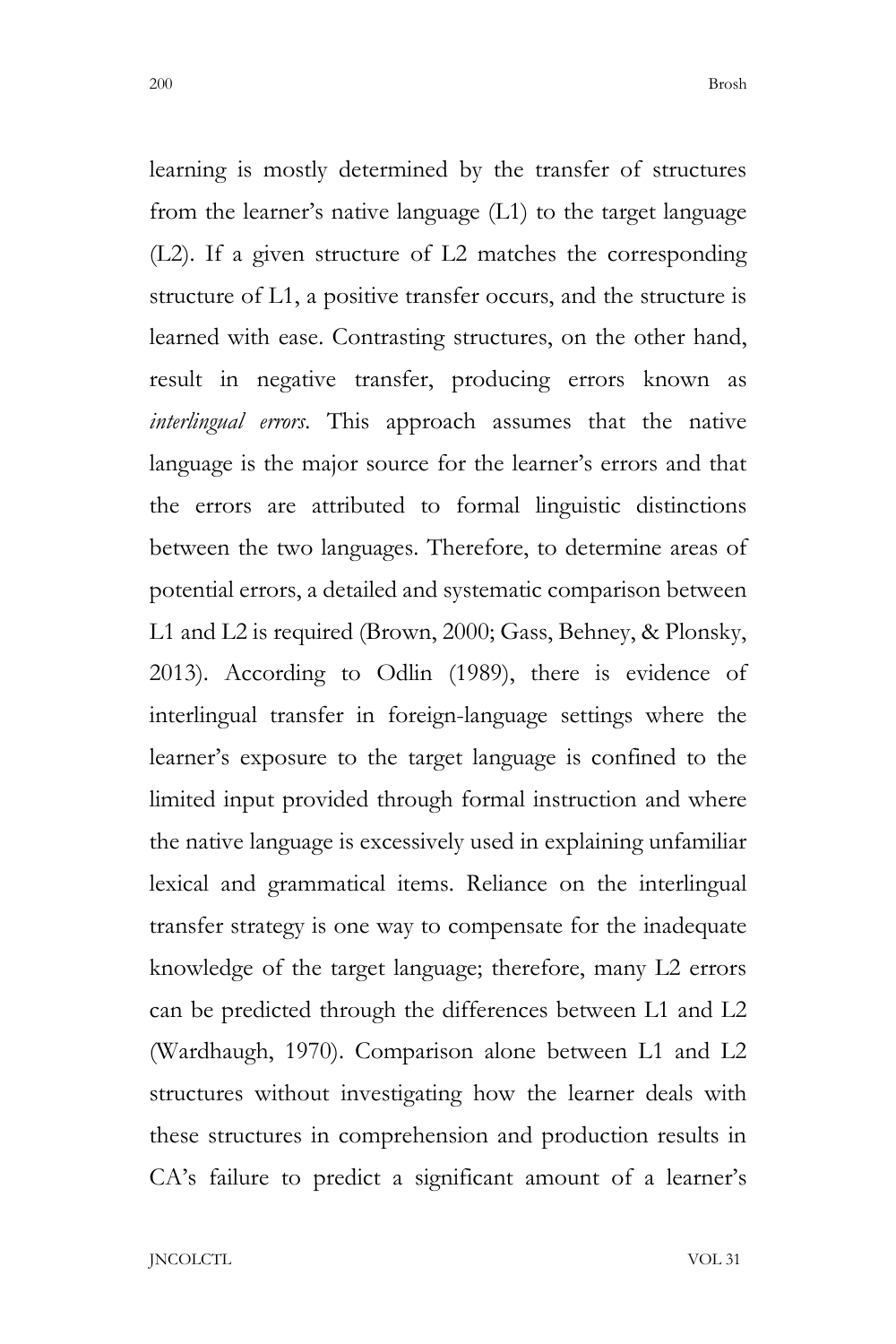learning is mostly determined by the transfer of structures from the learner's native language (L1) to the target language (L2). If a given structure of L2 matches the corresponding structure of L1, a positive transfer occurs, and the structure is learned with ease. Contrasting structures, on the other hand, result in negative transfer, producing errors known as *interlingual errors*. This approach assumes that the native language is the major source for the learner's errors and that the errors are attributed to formal linguistic distinctions between the two languages. Therefore, to determine areas of potential errors, a detailed and systematic comparison between L1 and L2 is required (Brown, 2000; Gass, Behney, & Plonsky, 2013). According to Odlin (1989), there is evidence of interlingual transfer in foreign-language settings where the learner's exposure to the target language is confined to the limited input provided through formal instruction and where the native language is excessively used in explaining unfamiliar lexical and grammatical items. Reliance on the interlingual transfer strategy is one way to compensate for the inadequate knowledge of the target language; therefore, many L2 errors can be predicted through the differences between L1 and L2 (Wardhaugh, 1970). Comparison alone between L1 and L2 structures without investigating how the learner deals with these structures in comprehension and production results in CA's failure to predict a significant amount of a learner's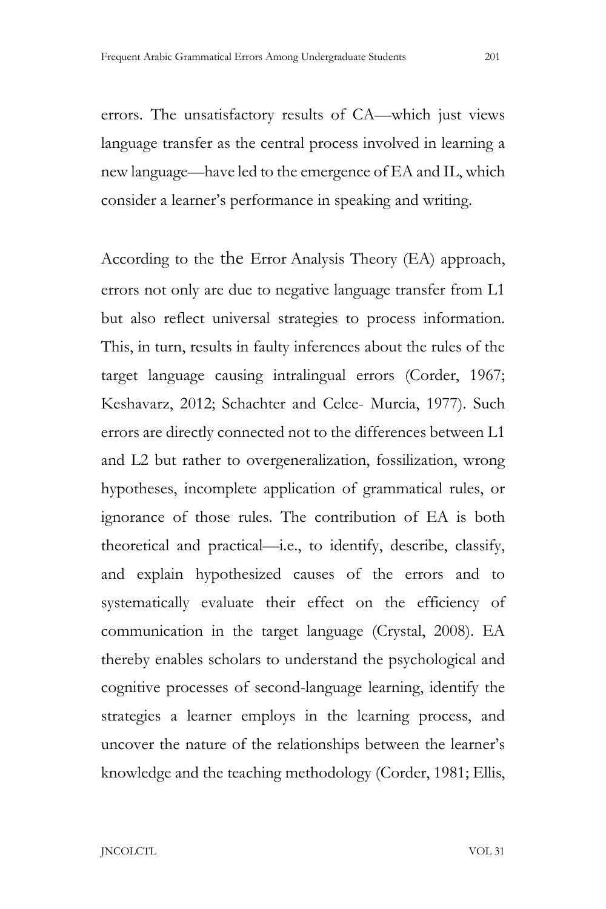errors. The unsatisfactory results of CA—which just views language transfer as the central process involved in learning a new language—have led to the emergence of EA and IL, which consider a learner's performance in speaking and writing.

According to the the Error Analysis Theory (EA) approach, errors not only are due to negative language transfer from L1 but also reflect universal strategies to process information. This, in turn, results in faulty inferences about the rules of the target language causing intralingual errors (Corder, 1967; Keshavarz, 2012; Schachter and Celce- Murcia, 1977). Such errors are directly connected not to the differences between L1 and L2 but rather to overgeneralization, fossilization, wrong hypotheses, incomplete application of grammatical rules, or ignorance of those rules. The contribution of EA is both theoretical and practical—i.e., to identify, describe, classify, and explain hypothesized causes of the errors and to systematically evaluate their effect on the efficiency of communication in the target language (Crystal, 2008). EA thereby enables scholars to understand the psychological and cognitive processes of second-language learning, identify the strategies a learner employs in the learning process, and uncover the nature of the relationships between the learner's knowledge and the teaching methodology (Corder, 1981; Ellis,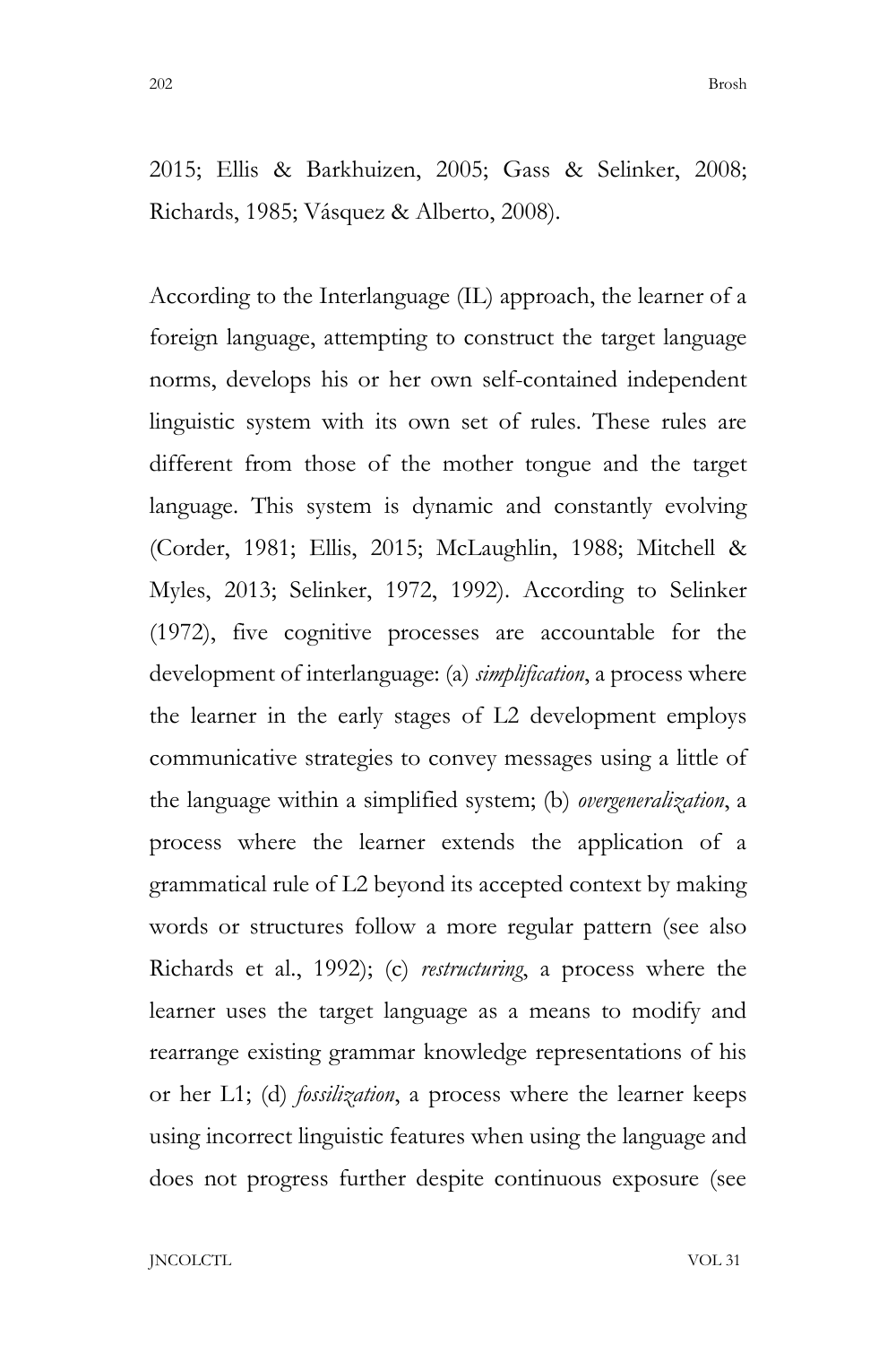2015; Ellis & Barkhuizen, 2005; Gass & Selinker, 2008; Richards, 1985; Vásquez & Alberto, 2008).

According to the Interlanguage (IL) approach, the learner of a foreign language, attempting to construct the target language norms, develops his or her own self-contained independent linguistic system with its own set of rules. These rules are different from those of the mother tongue and the target language. This system is dynamic and constantly evolving (Corder, 1981; Ellis, 2015; McLaughlin, 1988; Mitchell & Myles, 2013; Selinker, 1972, 1992). According to Selinker (1972), five cognitive processes are accountable for the development of interlanguage: (a) *simplification*, a process where the learner in the early stages of L2 development employs communicative strategies to convey messages using a little of the language within a simplified system; (b) *overgeneralization*, a process where the learner extends the application of a grammatical rule of L2 beyond its accepted context by making words or structures follow a more regular pattern (see also Richards et al., 1992); (c) *restructuring*, a process where the learner uses the target language as a means to modify and rearrange existing grammar knowledge representations of his or her L1; (d) *fossilization*, a process where the learner keeps using incorrect linguistic features when using the language and does not progress further despite continuous exposure (see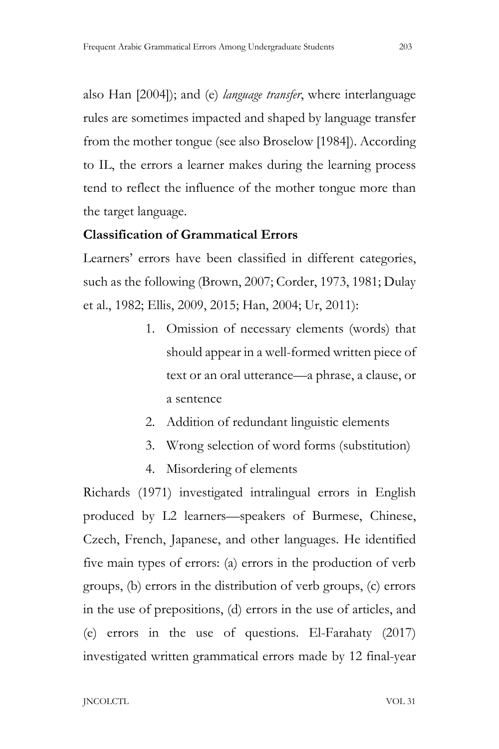also Han [2004]); and (e) *language transfer*, where interlanguage rules are sometimes impacted and shaped by language transfer from the mother tongue (see also Broselow [1984]). According to IL, the errors a learner makes during the learning process tend to reflect the influence of the mother tongue more than the target language.

**Classification of Grammatical Errors**

Learners' errors have been classified in different categories, such as the following (Brown, 2007; Corder, 1973, 1981; Dulay et al., 1982; Ellis, 2009, 2015; Han, 2004; Ur, 2011):

1. Omission of necessary elements (words) that should appear in a well-formed written piece of text or an oral utterance—a phrase, a clause, or a sentence
2. Addition of redundant linguistic elements
3. Wrong selection of word forms (substitution)
4. Misordering of elements

Richards (1971) investigated intralingual errors in English produced by L2 learners—speakers of Burmese, Chinese, Czech, French, Japanese, and other languages. He identified five main types of errors: (a) errors in the production of verb groups, (b) errors in the distribution of verb groups, (c) errors in the use of prepositions, (d) errors in the use of articles, and (e) errors in the use of questions. El-Farahaty (2017) investigated written grammatical errors made by 12 final-year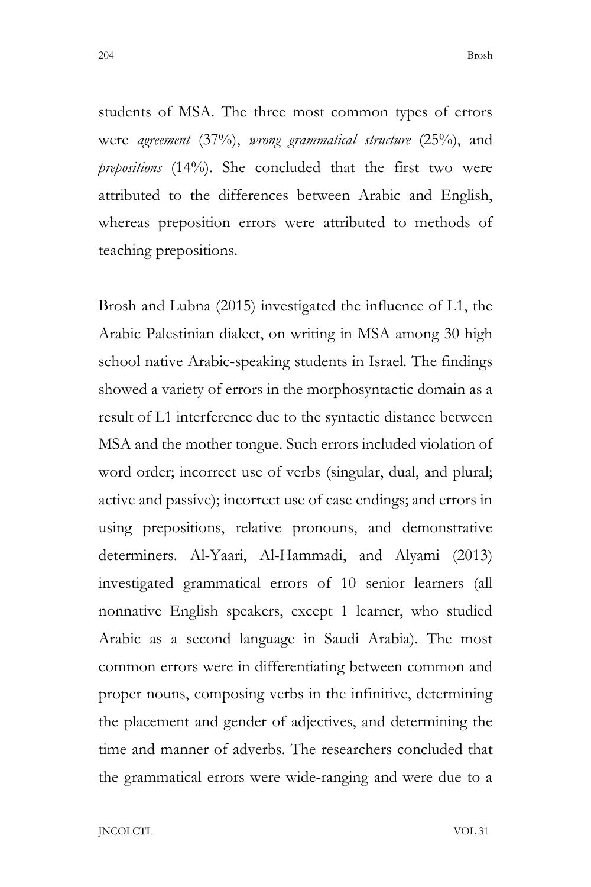students of MSA. The three most common types of errors were *agreement* (37%), *wrong grammatical structure* (25%), and *prepositions* (14%). She concluded that the first two were attributed to the differences between Arabic and English, whereas preposition errors were attributed to methods of teaching prepositions.

Brosh and Lubna (2015) investigated the influence of L1, the Arabic Palestinian dialect, on writing in MSA among 30 high school native Arabic-speaking students in Israel. The findings showed a variety of errors in the morphosyntactic domain as a result of L1 interference due to the syntactic distance between MSA and the mother tongue. Such errors included violation of word order; incorrect use of verbs (singular, dual, and plural; active and passive); incorrect use of case endings; and errors in using prepositions, relative pronouns, and demonstrative determiners. Al-Yaari, Al-Hammadi, and Alyami (2013) investigated grammatical errors of 10 senior learners (all nonnative English speakers, except 1 learner, who studied Arabic as a second language in Saudi Arabia). The most common errors were in differentiating between common and proper nouns, composing verbs in the infinitive, determining the placement and gender of adjectives, and determining the time and manner of adverbs. The researchers concluded that the grammatical errors were wide-ranging and were due to a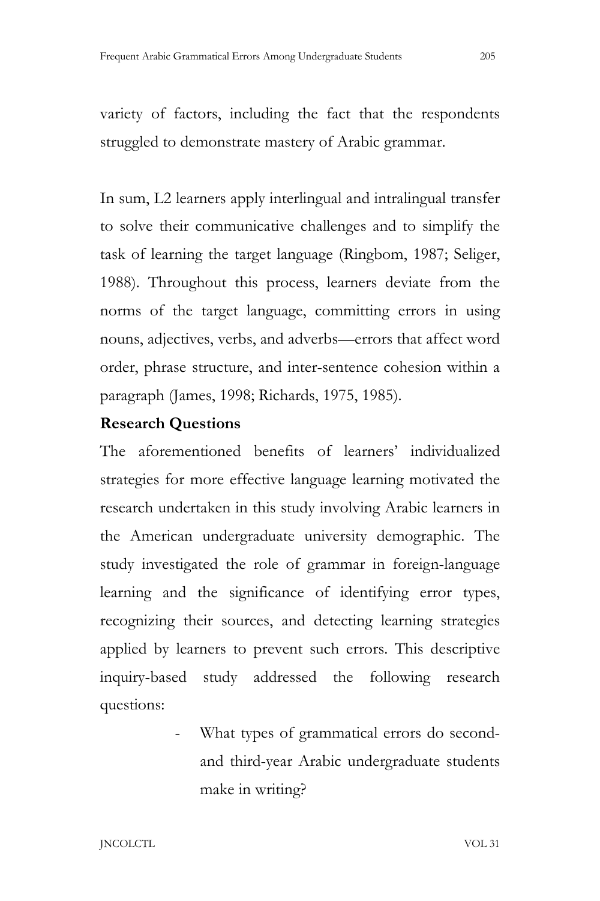variety of factors, including the fact that the respondents struggled to demonstrate mastery of Arabic grammar.

In sum, L2 learners apply interlingual and intralingual transfer to solve their communicative challenges and to simplify the task of learning the target language (Ringbom, 1987; Seliger, 1988). Throughout this process, learners deviate from the norms of the target language, committing errors in using nouns, adjectives, verbs, and adverbs—errors that affect word order, phrase structure, and inter-sentence cohesion within a paragraph (James, 1998; Richards, 1975, 1985).

**Research Questions**

The aforementioned benefits of learners' individualized strategies for more effective language learning motivated the research undertaken in this study involving Arabic learners in the American undergraduate university demographic. The study investigated the role of grammar in foreign-language learning and the significance of identifying error types, recognizing their sources, and detecting learning strategies applied by learners to prevent such errors. This descriptive inquiry-based study addressed the following research questions:

- What types of grammatical errors do second- and third-year Arabic undergraduate students make in writing?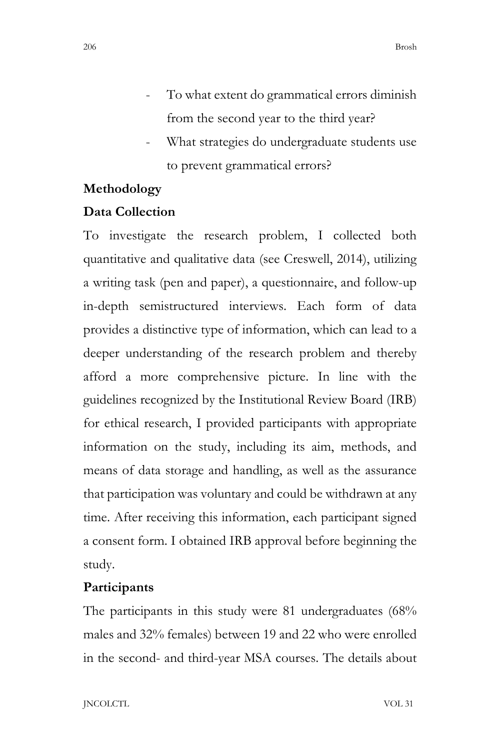- To what extent do grammatical errors diminish from the second year to the third year?
- What strategies do undergraduate students use to prevent grammatical errors?

## Methodology

### Data Collection

To investigate the research problem, I collected both quantitative and qualitative data (see Creswell, 2014), utilizing a writing task (pen and paper), a questionnaire, and follow-up in-depth semistructured interviews. Each form of data provides a distinctive type of information, which can lead to a deeper understanding of the research problem and thereby afford a more comprehensive picture. In line with the guidelines recognized by the Institutional Review Board (IRB) for ethical research, I provided participants with appropriate information on the study, including its aim, methods, and means of data storage and handling, as well as the assurance that participation was voluntary and could be withdrawn at any time. After receiving this information, each participant signed a consent form. I obtained IRB approval before beginning the study.

### Participants

The participants in this study were 81 undergraduates (68% males and 32% females) between 19 and 22 who were enrolled in the second- and third-year MSA courses. The details about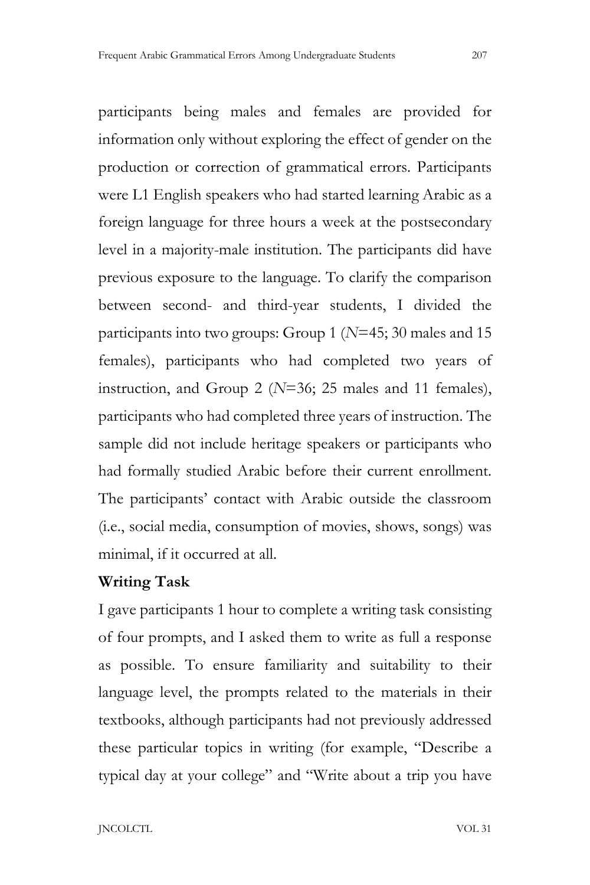participants being males and females are provided for information only without exploring the effect of gender on the production or correction of grammatical errors. Participants were L1 English speakers who had started learning Arabic as a foreign language for three hours a week at the postsecondary level in a majority-male institution. The participants did have previous exposure to the language. To clarify the comparison between second- and third-year students, I divided the participants into two groups: Group 1 (*N*=45; 30 males and 15 females), participants who had completed two years of instruction, and Group 2 (*N*=36; 25 males and 11 females), participants who had completed three years of instruction. The sample did not include heritage speakers or participants who had formally studied Arabic before their current enrollment. The participants' contact with Arabic outside the classroom (i.e., social media, consumption of movies, shows, songs) was minimal, if it occurred at all.

**Writing Task**

I gave participants 1 hour to complete a writing task consisting of four prompts, and I asked them to write as full a response as possible. To ensure familiarity and suitability to their language level, the prompts related to the materials in their textbooks, although participants had not previously addressed these particular topics in writing (for example, "Describe a typical day at your college" and "Write about a trip you have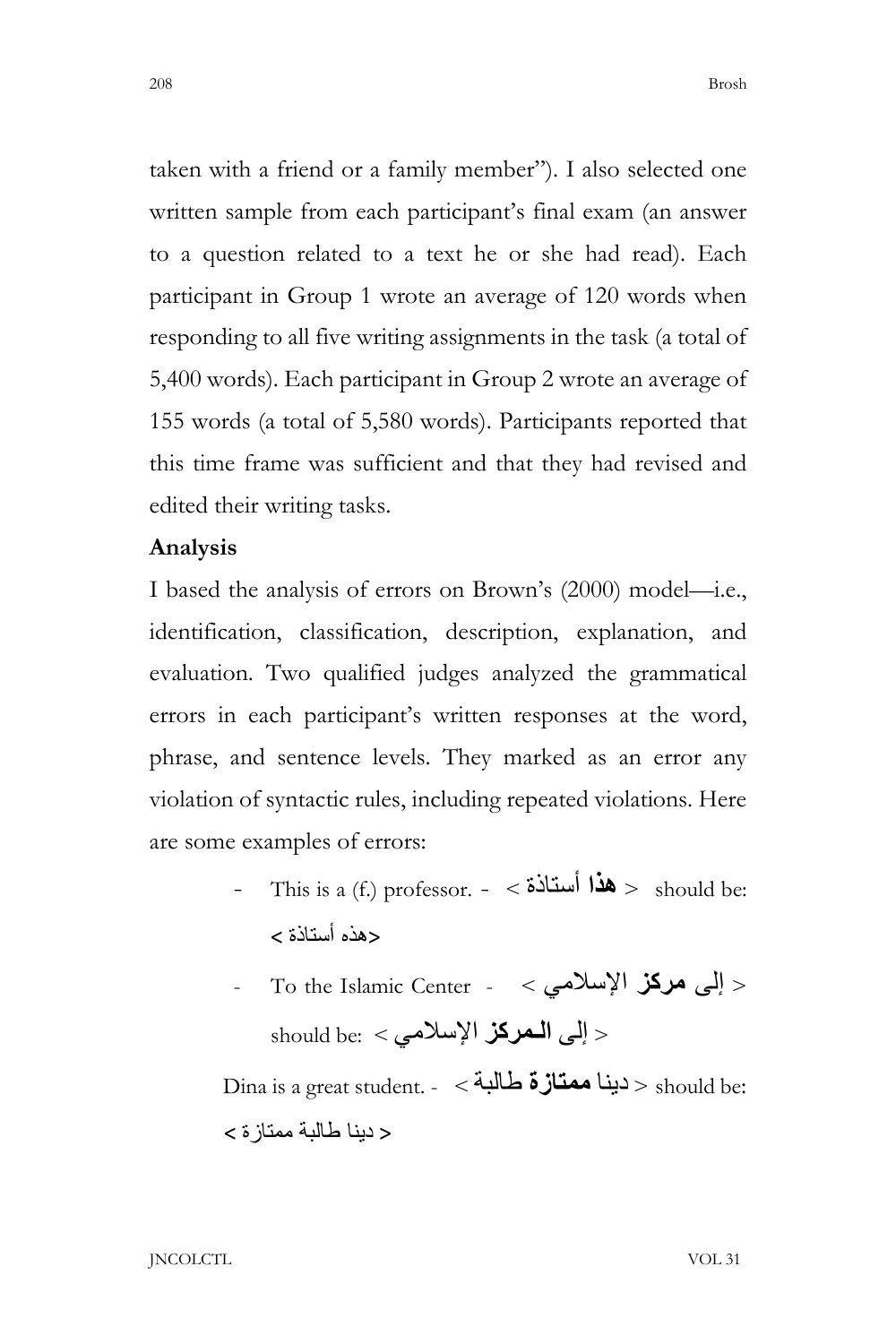taken with a friend or a family member"). I also selected one written sample from each participant's final exam (an answer to a question related to a text he or she had read). Each participant in Group 1 wrote an average of 120 words when responding to all five writing assignments in the task (a total of 5,400 words). Each participant in Group 2 wrote an average of 155 words (a total of 5,580 words). Participants reported that this time frame was sufficient and that they had revised and edited their writing tasks.

**Analysis**

I based the analysis of errors on Brown's (2000) model—i.e., identification, classification, description, explanation, and evaluation. Two qualified judges analyzed the grammatical errors in each participant's written responses at the word, phrase, and sentence levels. They marked as an error any violation of syntactic rules, including repeated violations. Here are some examples of errors:

- This is a (f.) professor. - < **هذا** أستاذة > should be: <هذه أستاذة >
- To the Islamic Center - < إلى **مركز** الإسلامي > should be: < إلى **الـمركز** الإسلامي >

Dina is a great student. - < دينا **ممتازة** طالبة > should be: < دينا طالبة ممتازة >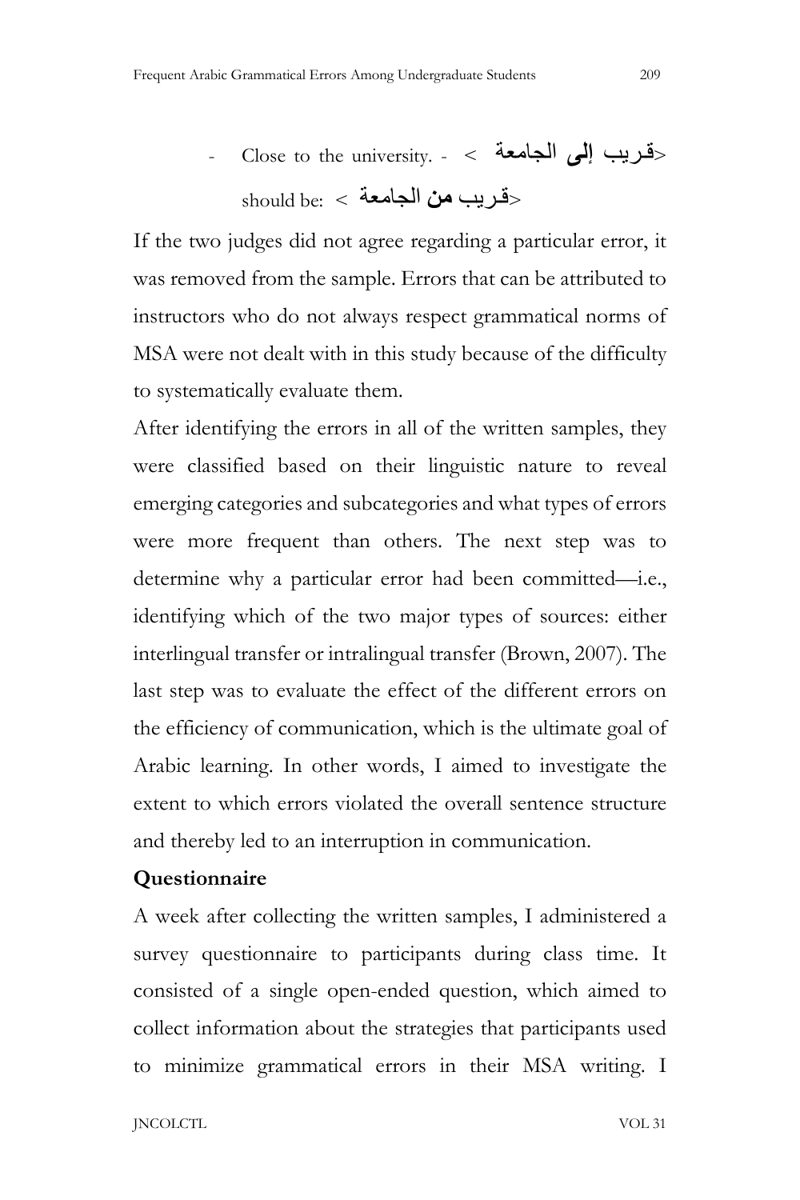- Close to the university. - < قريب **إلى** الجامعة >

  should be: < قريب **من** الجامعة >

If the two judges did not agree regarding a particular error, it was removed from the sample. Errors that can be attributed to instructors who do not always respect grammatical norms of MSA were not dealt with in this study because of the difficulty to systematically evaluate them.

After identifying the errors in all of the written samples, they were classified based on their linguistic nature to reveal emerging categories and subcategories and what types of errors were more frequent than others. The next step was to determine why a particular error had been committed—i.e., identifying which of the two major types of sources: either interlingual transfer or intralingual transfer (Brown, 2007). The last step was to evaluate the effect of the different errors on the efficiency of communication, which is the ultimate goal of Arabic learning. In other words, I aimed to investigate the extent to which errors violated the overall sentence structure and thereby led to an interruption in communication.

**Questionnaire**

A week after collecting the written samples, I administered a survey questionnaire to participants during class time. It consisted of a single open-ended question, which aimed to collect information about the strategies that participants used to minimize grammatical errors in their MSA writing. I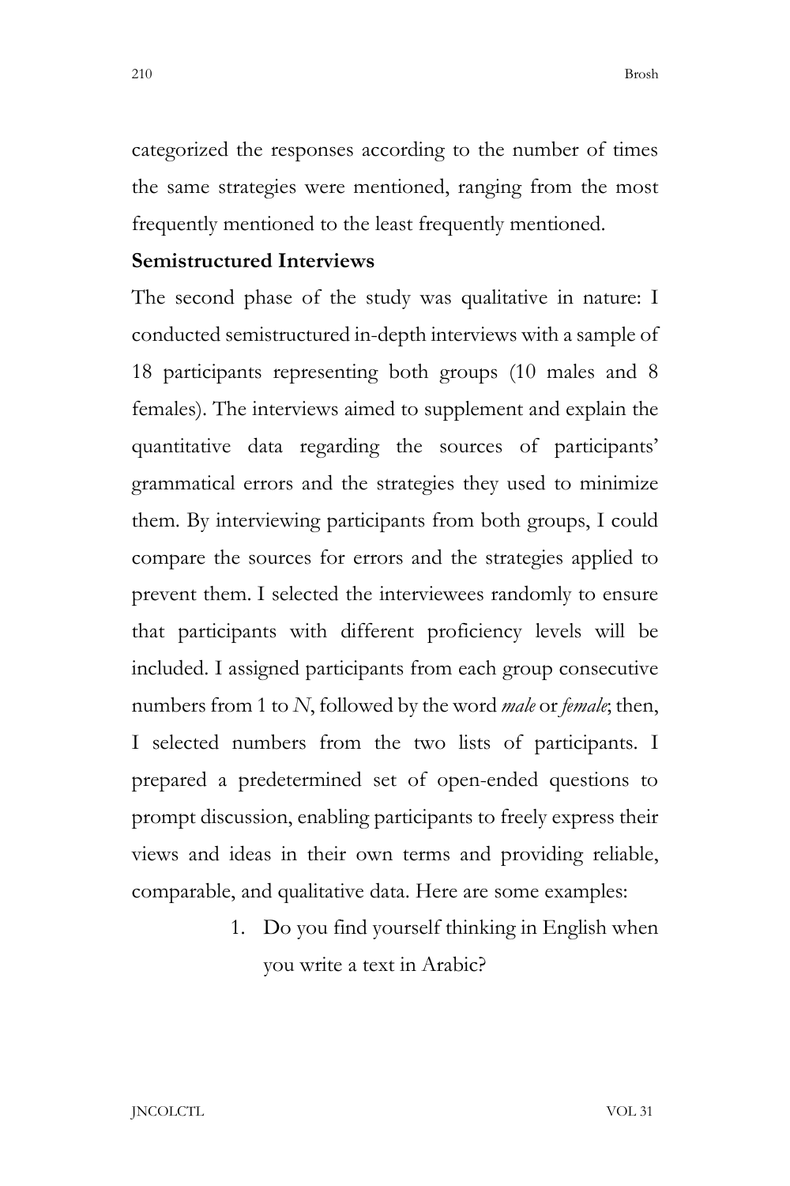categorized the responses according to the number of times the same strategies were mentioned, ranging from the most frequently mentioned to the least frequently mentioned.

**Semistructured Interviews**

The second phase of the study was qualitative in nature: I conducted semistructured in-depth interviews with a sample of 18 participants representing both groups (10 males and 8 females). The interviews aimed to supplement and explain the quantitative data regarding the sources of participants' grammatical errors and the strategies they used to minimize them. By interviewing participants from both groups, I could compare the sources for errors and the strategies applied to prevent them. I selected the interviewees randomly to ensure that participants with different proficiency levels will be included. I assigned participants from each group consecutive numbers from 1 to *N*, followed by the word *male* or *female*; then, I selected numbers from the two lists of participants. I prepared a predetermined set of open-ended questions to prompt discussion, enabling participants to freely express their views and ideas in their own terms and providing reliable, comparable, and qualitative data. Here are some examples:

1. Do you find yourself thinking in English when you write a text in Arabic?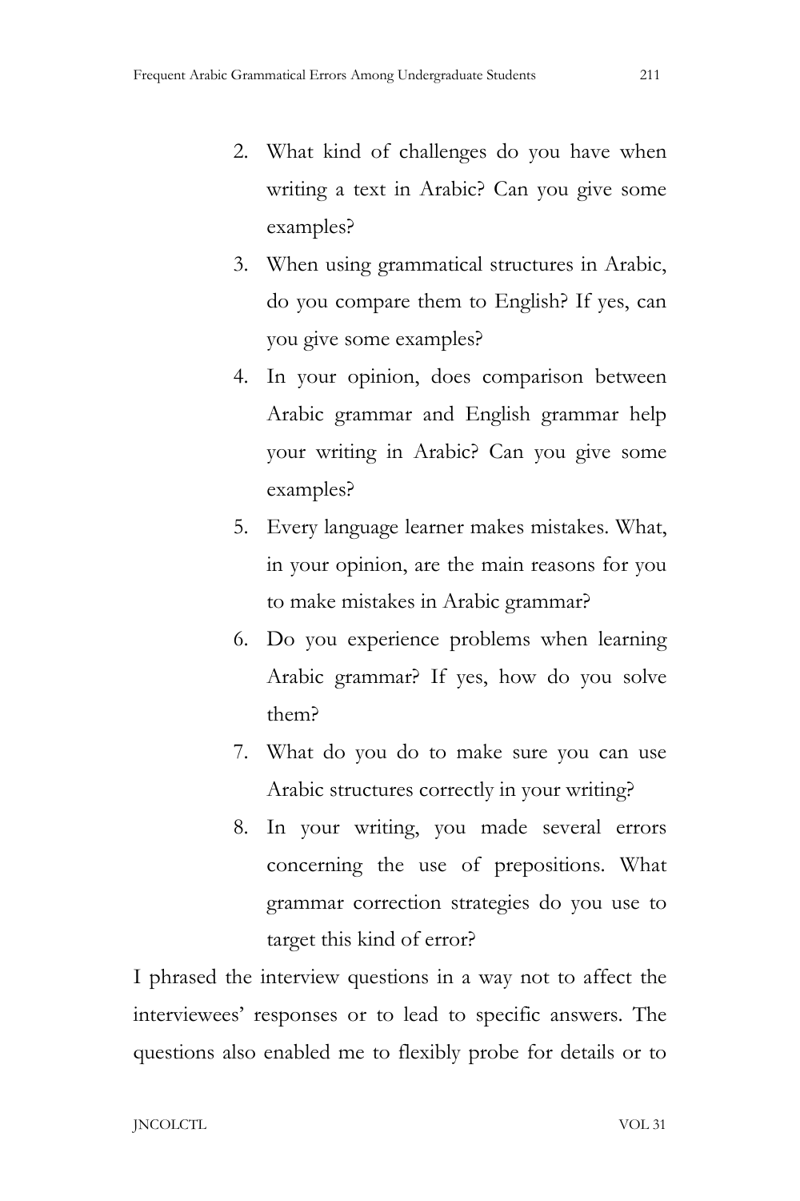2. What kind of challenges do you have when writing a text in Arabic? Can you give some examples?
3. When using grammatical structures in Arabic, do you compare them to English? If yes, can you give some examples?
4. In your opinion, does comparison between Arabic grammar and English grammar help your writing in Arabic? Can you give some examples?
5. Every language learner makes mistakes. What, in your opinion, are the main reasons for you to make mistakes in Arabic grammar?
6. Do you experience problems when learning Arabic grammar? If yes, how do you solve them?
7. What do you do to make sure you can use Arabic structures correctly in your writing?
8. In your writing, you made several errors concerning the use of prepositions. What grammar correction strategies do you use to target this kind of error?

I phrased the interview questions in a way not to affect the interviewees' responses or to lead to specific answers. The questions also enabled me to flexibly probe for details or to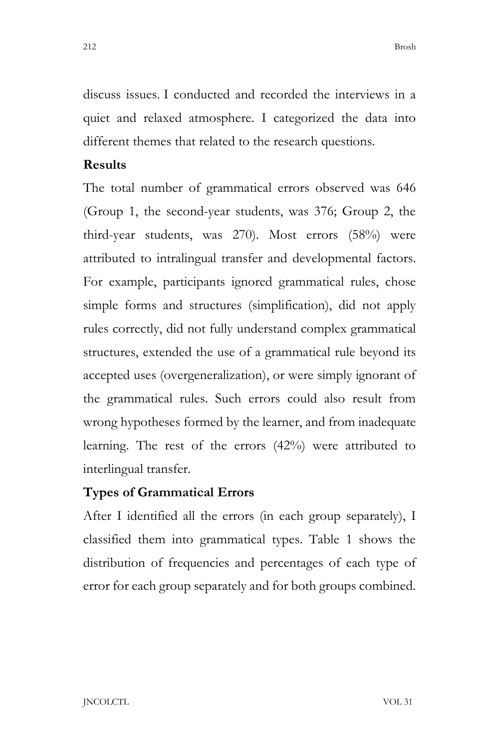discuss issues. I conducted and recorded the interviews in a quiet and relaxed atmosphere. I categorized the data into different themes that related to the research questions.

## Results

The total number of grammatical errors observed was 646 (Group 1, the second-year students, was 376; Group 2, the third-year students, was 270). Most errors (58%) were attributed to intralingual transfer and developmental factors. For example, participants ignored grammatical rules, chose simple forms and structures (simplification), did not apply rules correctly, did not fully understand complex grammatical structures, extended the use of a grammatical rule beyond its accepted uses (overgeneralization), or were simply ignorant of the grammatical rules. Such errors could also result from wrong hypotheses formed by the learner, and from inadequate learning. The rest of the errors (42%) were attributed to interlingual transfer.

### Types of Grammatical Errors

After I identified all the errors (in each group separately), I classified them into grammatical types. Table 1 shows the distribution of frequencies and percentages of each type of error for each group separately and for both groups combined.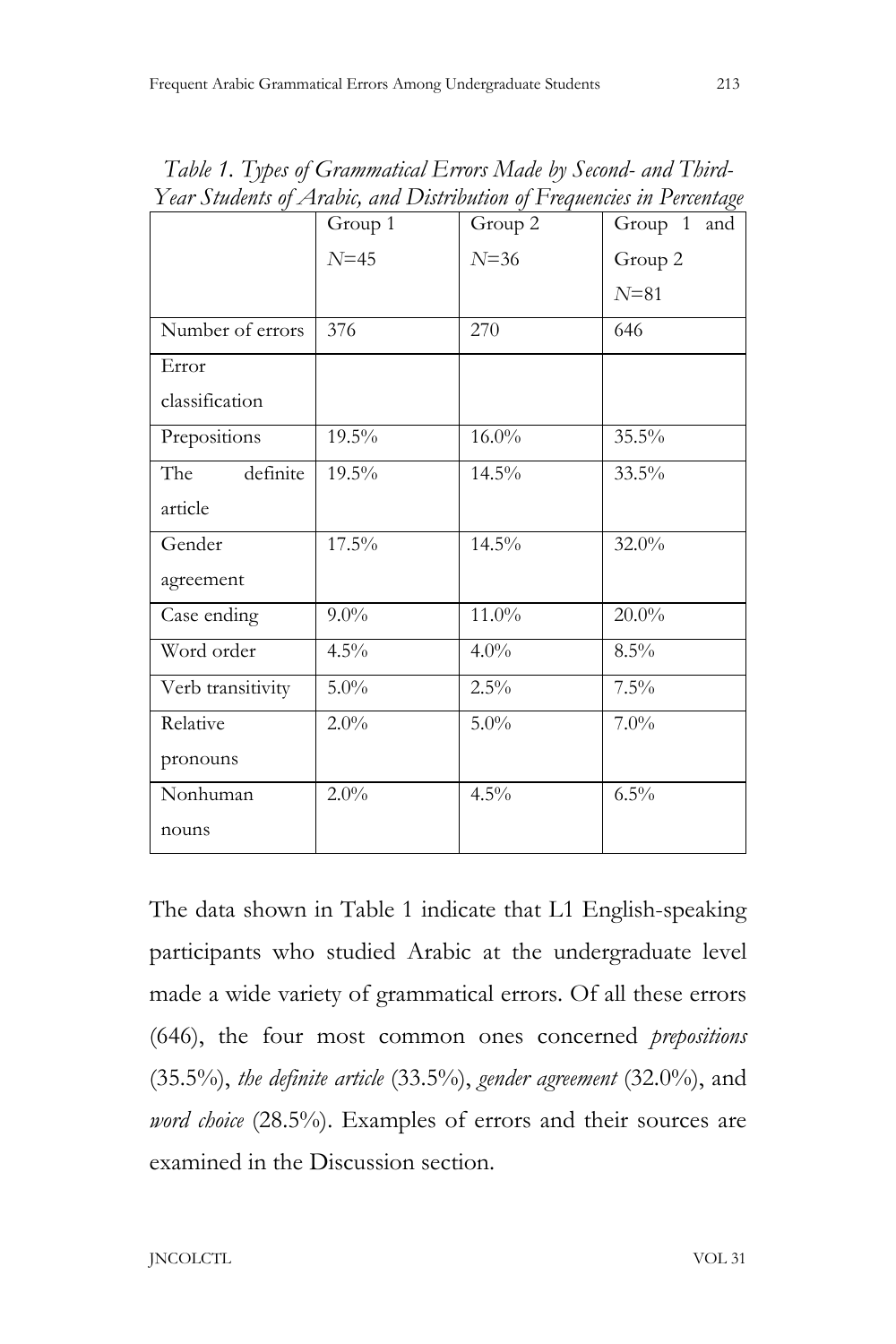*Table 1. Types of Grammatical Errors Made by Second- and Third-Year Students of Arabic, and Distribution of Frequencies in Percentage*

| | Group 1 *N*=45 | Group 2 *N*=36 | Group 1 and Group 2 *N*=81 |
|---|---|---|---|
| Number of errors | 376 | 270 | 646 |
| Error classification | | | |
| Prepositions | 19.5% | 16.0% | 35.5% |
| The definite article | 19.5% | 14.5% | 33.5% |
| Gender agreement | 17.5% | 14.5% | 32.0% |
| Case ending | 9.0% | 11.0% | 20.0% |
| Word order | 4.5% | 4.0% | 8.5% |
| Verb transitivity | 5.0% | 2.5% | 7.5% |
| Relative pronouns | 2.0% | 5.0% | 7.0% |
| Nonhuman nouns | 2.0% | 4.5% | 6.5% |

The data shown in Table 1 indicate that L1 English-speaking participants who studied Arabic at the undergraduate level made a wide variety of grammatical errors. Of all these errors (646), the four most common ones concerned *prepositions* (35.5%), *the definite article* (33.5%), *gender agreement* (32.0%), and *word choice* (28.5%). Examples of errors and their sources are examined in the Discussion section.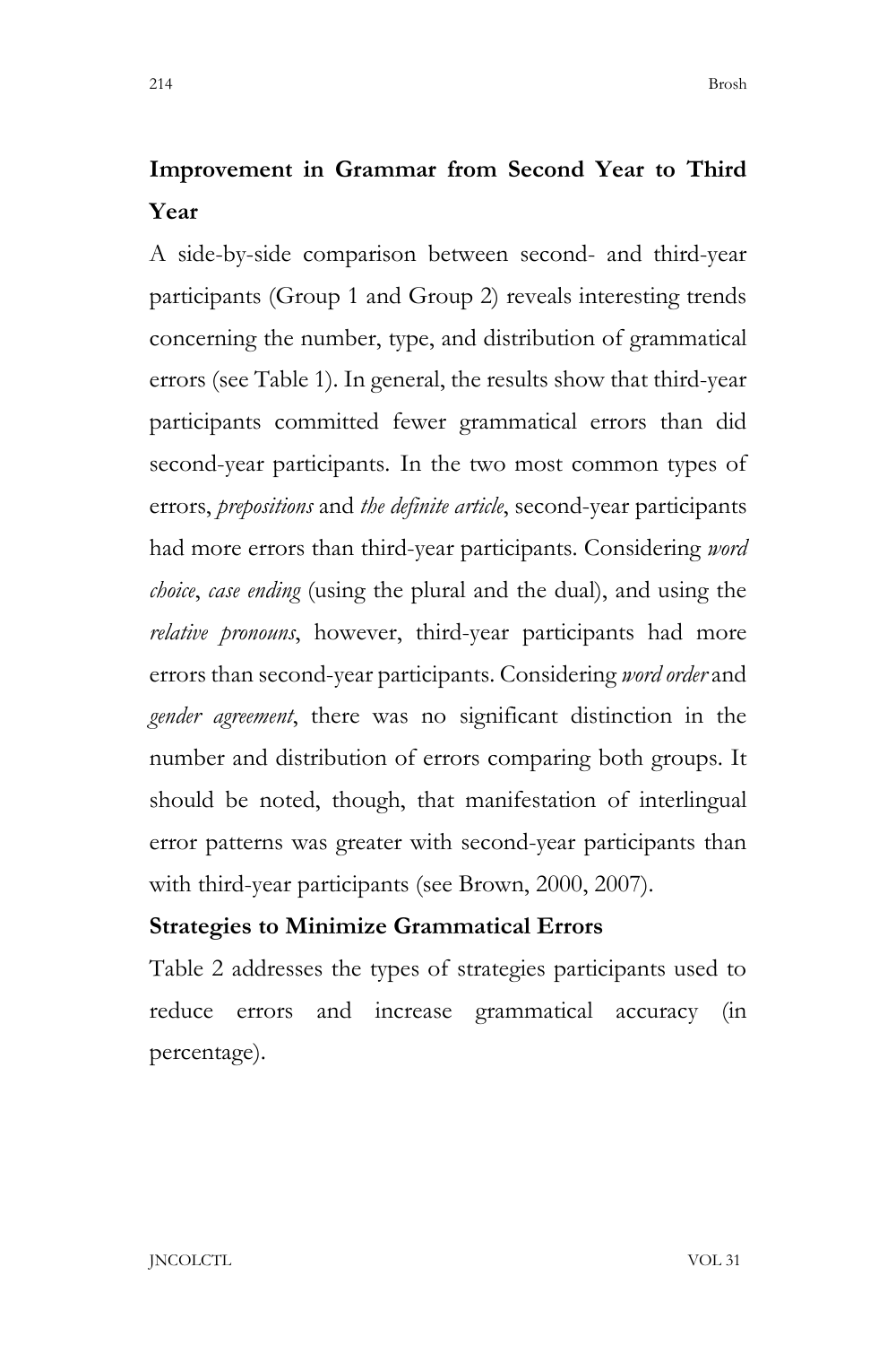## Improvement in Grammar from Second Year to Third Year

A side-by-side comparison between second- and third-year participants (Group 1 and Group 2) reveals interesting trends concerning the number, type, and distribution of grammatical errors (see Table 1). In general, the results show that third-year participants committed fewer grammatical errors than did second-year participants. In the two most common types of errors, *prepositions* and *the definite article*, second-year participants had more errors than third-year participants. Considering *word choice*, *case ending* (using the plural and the dual), and using the *relative pronouns*, however, third-year participants had more errors than second-year participants. Considering *word order* and *gender agreement*, there was no significant distinction in the number and distribution of errors comparing both groups. It should be noted, though, that manifestation of interlingual error patterns was greater with second-year participants than with third-year participants (see Brown, 2000, 2007).

## Strategies to Minimize Grammatical Errors

Table 2 addresses the types of strategies participants used to reduce errors and increase grammatical accuracy (in percentage).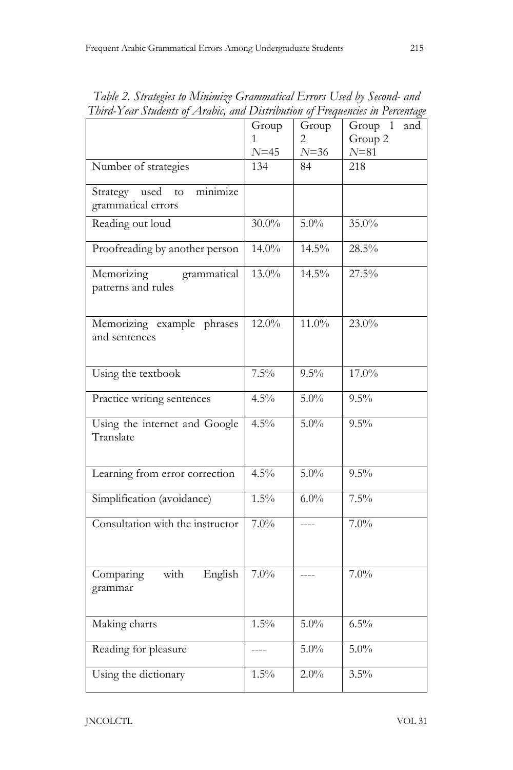*Table 2. Strategies to Minimize Grammatical Errors Used by Second- and Third-Year Students of Arabic, and Distribution of Frequencies in Percentage*

| | Group 1 *N*=45 | Group 2 *N*=36 | Group 1 and Group 2 *N*=81 |
|---|---|---|---|
| Number of strategies | 134 | 84 | 218 |
| Strategy used to minimize grammatical errors | | | |
| Reading out loud | 30.0% | 5.0% | 35.0% |
| Proofreading by another person | 14.0% | 14.5% | 28.5% |
| Memorizing grammatical patterns and rules | 13.0% | 14.5% | 27.5% |
| Memorizing example phrases and sentences | 12.0% | 11.0% | 23.0% |
| Using the textbook | 7.5% | 9.5% | 17.0% |
| Practice writing sentences | 4.5% | 5.0% | 9.5% |
| Using the internet and Google Translate | 4.5% | 5.0% | 9.5% |
| Learning from error correction | 4.5% | 5.0% | 9.5% |
| Simplification (avoidance) | 1.5% | 6.0% | 7.5% |
| Consultation with the instructor | 7.0% | ---- | 7.0% |
| Comparing with English grammar | 7.0% | ---- | 7.0% |
| Making charts | 1.5% | 5.0% | 6.5% |
| Reading for pleasure | ---- | 5.0% | 5.0% |
| Using the dictionary | 1.5% | 2.0% | 3.5% |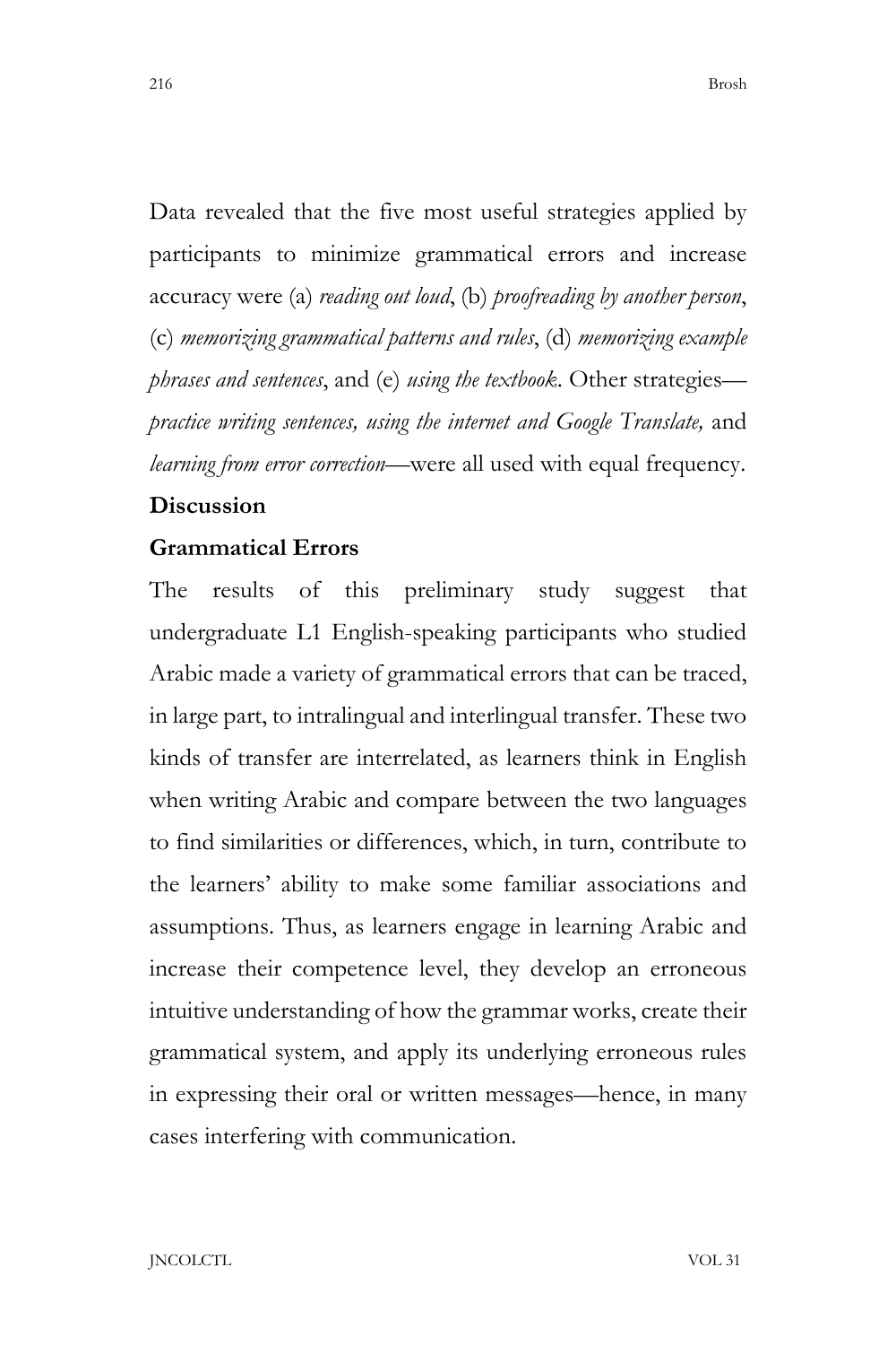Data revealed that the five most useful strategies applied by participants to minimize grammatical errors and increase accuracy were (a) *reading out loud*, (b) *proofreading by another person*, (c) *memorizing grammatical patterns and rules*, (d) *memorizing example phrases and sentences*, and (e) *using the textbook*. Other strategies—*practice writing sentences, using the internet and Google Translate,* and *learning from error correction*—were all used with equal frequency.

## Discussion

### Grammatical Errors

The results of this preliminary study suggest that undergraduate L1 English-speaking participants who studied Arabic made a variety of grammatical errors that can be traced, in large part, to intralingual and interlingual transfer. These two kinds of transfer are interrelated, as learners think in English when writing Arabic and compare between the two languages to find similarities or differences, which, in turn, contribute to the learners' ability to make some familiar associations and assumptions. Thus, as learners engage in learning Arabic and increase their competence level, they develop an erroneous intuitive understanding of how the grammar works, create their grammatical system, and apply its underlying erroneous rules in expressing their oral or written messages—hence, in many cases interfering with communication.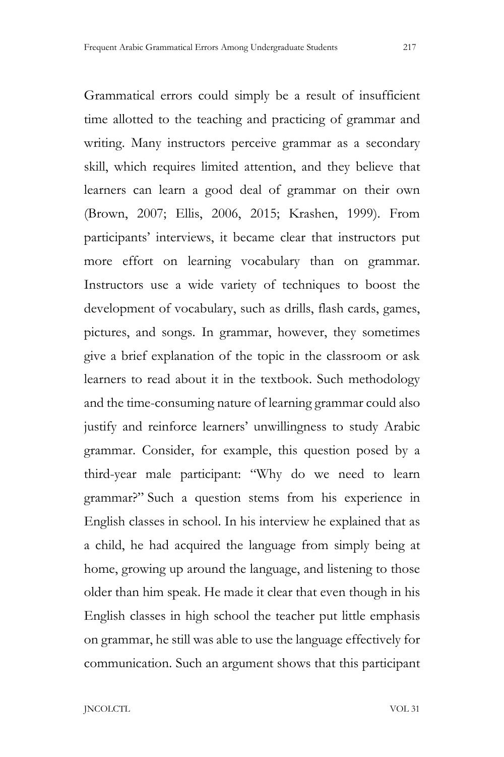Grammatical errors could simply be a result of insufficient time allotted to the teaching and practicing of grammar and writing. Many instructors perceive grammar as a secondary skill, which requires limited attention, and they believe that learners can learn a good deal of grammar on their own (Brown, 2007; Ellis, 2006, 2015; Krashen, 1999). From participants' interviews, it became clear that instructors put more effort on learning vocabulary than on grammar. Instructors use a wide variety of techniques to boost the development of vocabulary, such as drills, flash cards, games, pictures, and songs. In grammar, however, they sometimes give a brief explanation of the topic in the classroom or ask learners to read about it in the textbook. Such methodology and the time-consuming nature of learning grammar could also justify and reinforce learners' unwillingness to study Arabic grammar. Consider, for example, this question posed by a third-year male participant: "Why do we need to learn grammar?" Such a question stems from his experience in English classes in school. In his interview he explained that as a child, he had acquired the language from simply being at home, growing up around the language, and listening to those older than him speak. He made it clear that even though in his English classes in high school the teacher put little emphasis on grammar, he still was able to use the language effectively for communication. Such an argument shows that this participant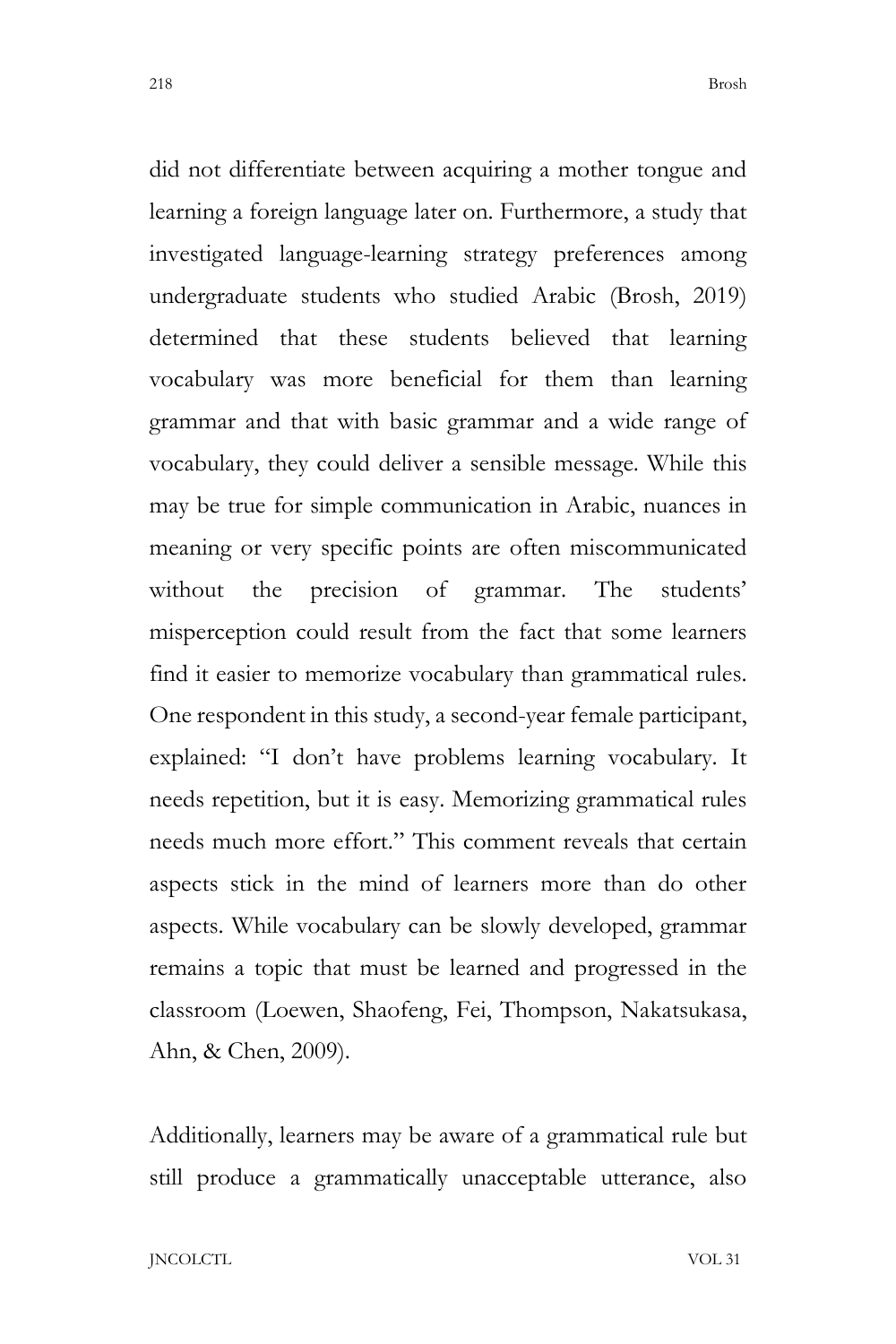did not differentiate between acquiring a mother tongue and learning a foreign language later on. Furthermore, a study that investigated language-learning strategy preferences among undergraduate students who studied Arabic (Brosh, 2019) determined that these students believed that learning vocabulary was more beneficial for them than learning grammar and that with basic grammar and a wide range of vocabulary, they could deliver a sensible message. While this may be true for simple communication in Arabic, nuances in meaning or very specific points are often miscommunicated without the precision of grammar. The students' misperception could result from the fact that some learners find it easier to memorize vocabulary than grammatical rules. One respondent in this study, a second-year female participant, explained: "I don't have problems learning vocabulary. It needs repetition, but it is easy. Memorizing grammatical rules needs much more effort." This comment reveals that certain aspects stick in the mind of learners more than do other aspects. While vocabulary can be slowly developed, grammar remains a topic that must be learned and progressed in the classroom (Loewen, Shaofeng, Fei, Thompson, Nakatsukasa, Ahn, & Chen, 2009).

Additionally, learners may be aware of a grammatical rule but still produce a grammatically unacceptable utterance, also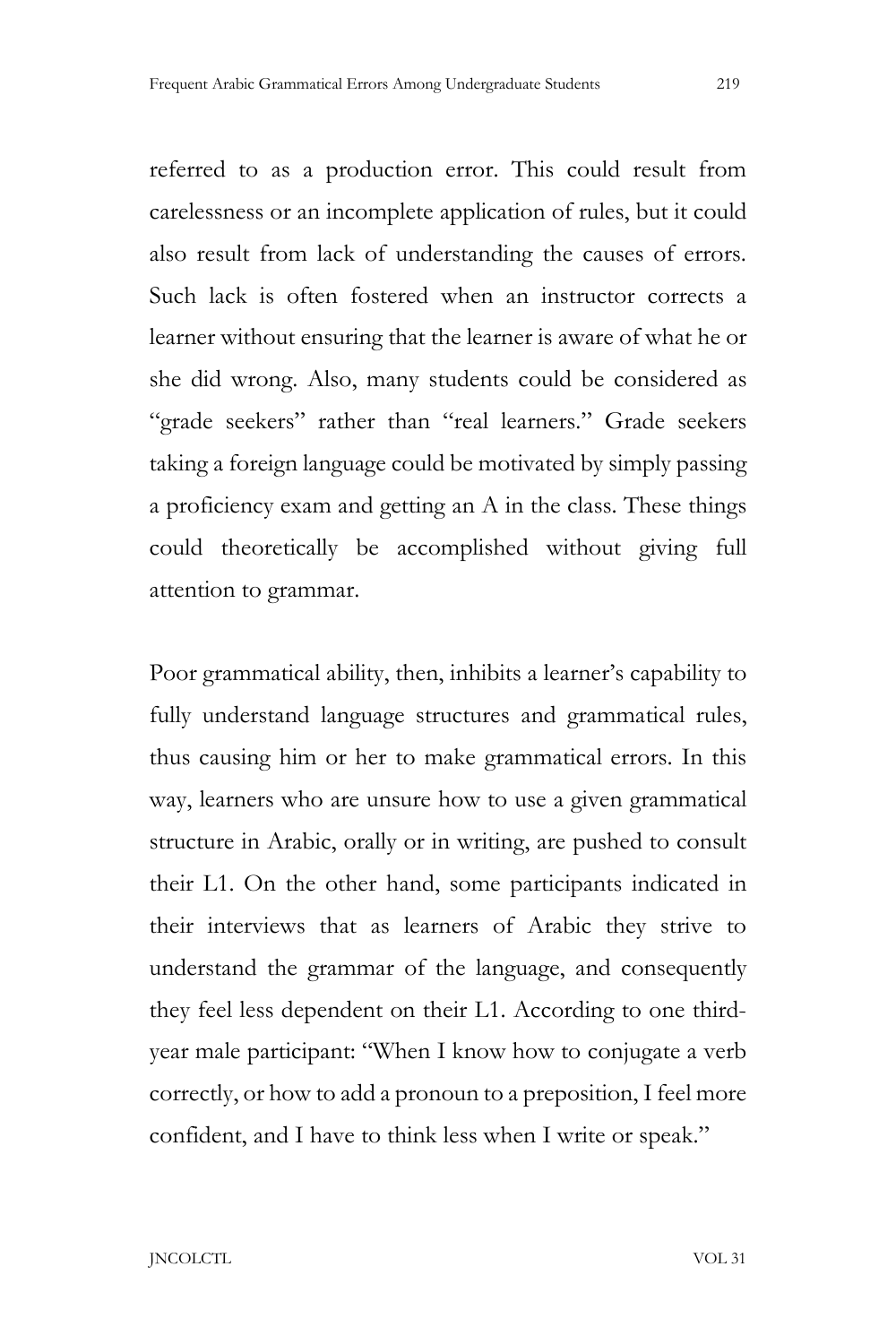referred to as a production error. This could result from carelessness or an incomplete application of rules, but it could also result from lack of understanding the causes of errors. Such lack is often fostered when an instructor corrects a learner without ensuring that the learner is aware of what he or she did wrong. Also, many students could be considered as "grade seekers" rather than "real learners." Grade seekers taking a foreign language could be motivated by simply passing a proficiency exam and getting an A in the class. These things could theoretically be accomplished without giving full attention to grammar.

Poor grammatical ability, then, inhibits a learner's capability to fully understand language structures and grammatical rules, thus causing him or her to make grammatical errors. In this way, learners who are unsure how to use a given grammatical structure in Arabic, orally or in writing, are pushed to consult their L1. On the other hand, some participants indicated in their interviews that as learners of Arabic they strive to understand the grammar of the language, and consequently they feel less dependent on their L1. According to one third-year male participant: "When I know how to conjugate a verb correctly, or how to add a pronoun to a preposition, I feel more confident, and I have to think less when I write or speak."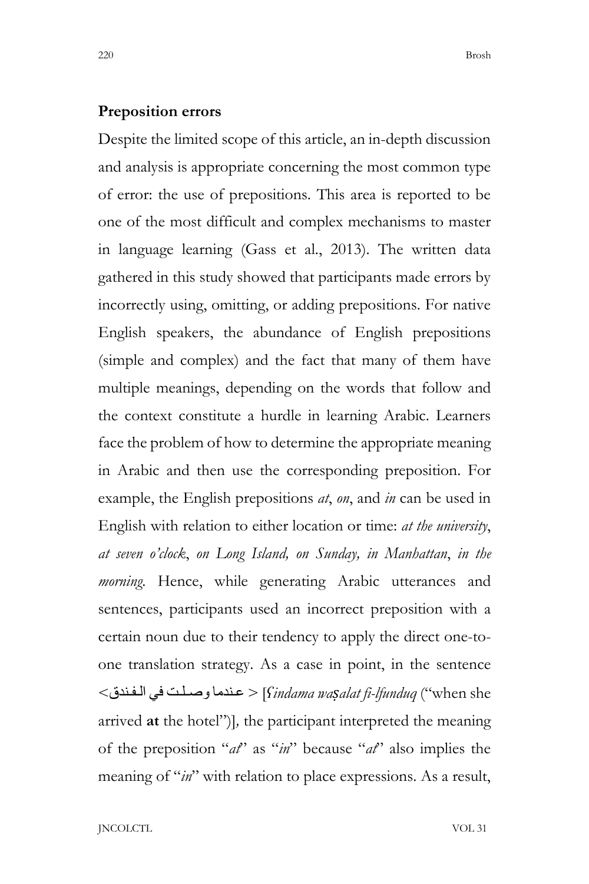**Preposition errors**

Despite the limited scope of this article, an in-depth discussion and analysis is appropriate concerning the most common type of error: the use of prepositions. This area is reported to be one of the most difficult and complex mechanisms to master in language learning (Gass et al., 2013). The written data gathered in this study showed that participants made errors by incorrectly using, omitting, or adding prepositions. For native English speakers, the abundance of English prepositions (simple and complex) and the fact that many of them have multiple meanings, depending on the words that follow and the context constitute a hurdle in learning Arabic. Learners face the problem of how to determine the appropriate meaning in Arabic and then use the corresponding preposition. For example, the English prepositions *at*, *on*, and *in* can be used in English with relation to either location or time: *at the university*, *at seven o'clock*, *on Long Island, on Sunday, in Manhattan*, *in the morning.* Hence, while generating Arabic utterances and sentences, participants used an incorrect preposition with a certain noun due to their tendency to apply the direct one-to-one translation strategy. As a case in point, in the sentence <عندما وصلت في الفندق> [*ʕindama waṣalat fi-lfunduq* ("when she arrived **at** the hotel")], the participant interpreted the meaning of the preposition "*at*" as "*in*" because "*at*" also implies the meaning of "*in*" with relation to place expressions. As a result,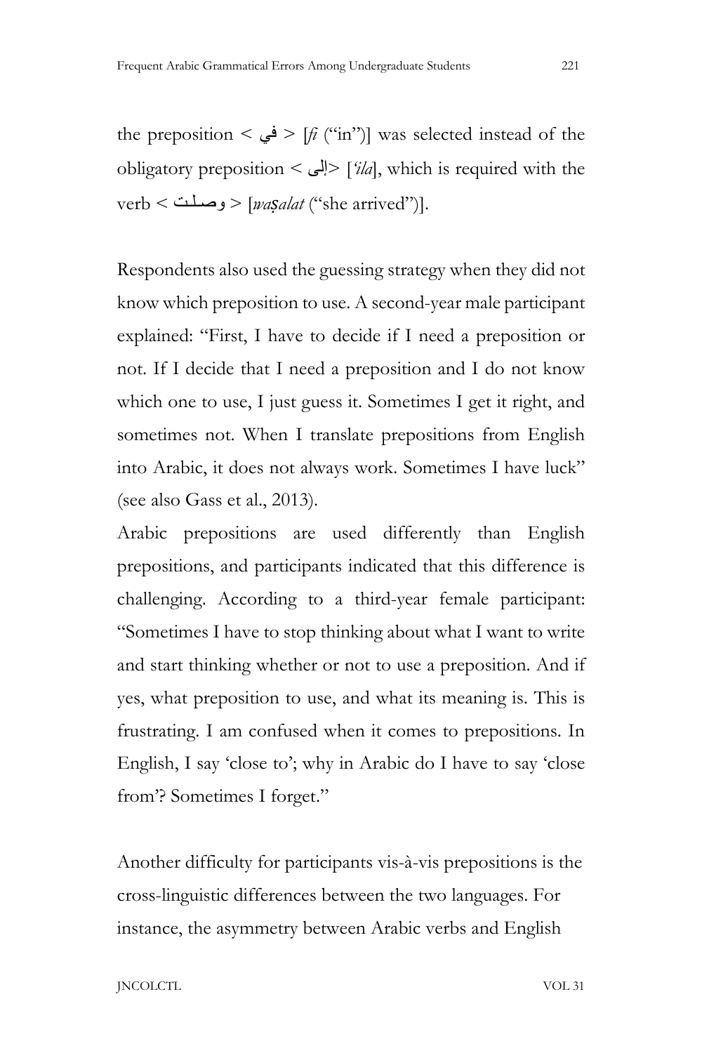the preposition < في > [*fi* ("in")] was selected instead of the obligatory preposition < إلى> [*'ila*], which is required with the verb < وصلت > [*waṣalat* ("she arrived")].

Respondents also used the guessing strategy when they did not know which preposition to use. A second-year male participant explained: "First, I have to decide if I need a preposition or not. If I decide that I need a preposition and I do not know which one to use, I just guess it. Sometimes I get it right, and sometimes not. When I translate prepositions from English into Arabic, it does not always work. Sometimes I have luck" (see also Gass et al., 2013).

Arabic prepositions are used differently than English prepositions, and participants indicated that this difference is challenging. According to a third-year female participant: "Sometimes I have to stop thinking about what I want to write and start thinking whether or not to use a preposition. And if yes, what preposition to use, and what its meaning is. This is frustrating. I am confused when it comes to prepositions. In English, I say 'close to'; why in Arabic do I have to say 'close from'? Sometimes I forget."

Another difficulty for participants vis-à-vis prepositions is the cross-linguistic differences between the two languages. For instance, the asymmetry between Arabic verbs and English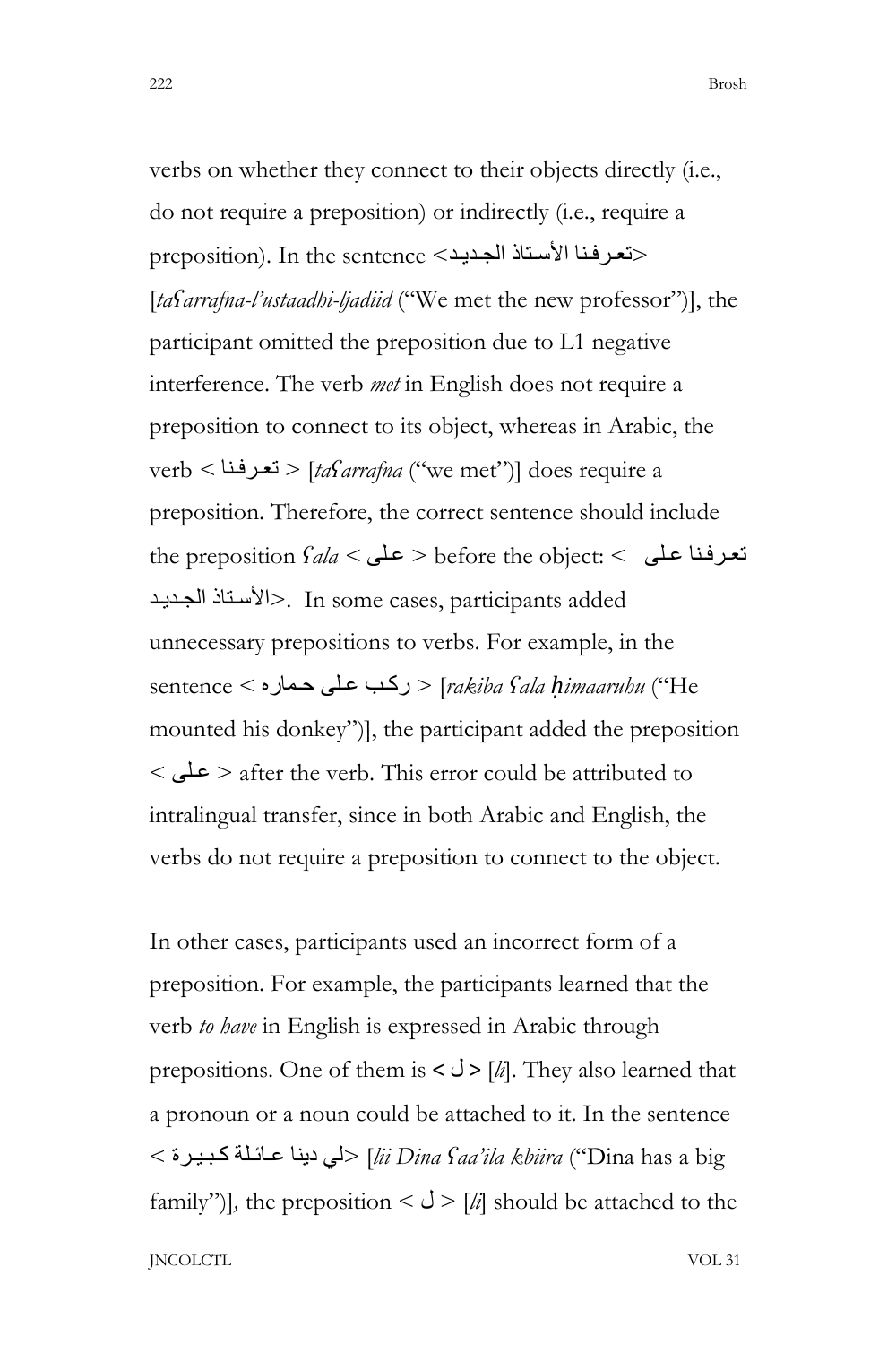verbs on whether they connect to their objects directly (i.e., do not require a preposition) or indirectly (i.e., require a preposition). In the sentence <تعرفنا الأستاذ الجديد> [*taʕarrafna-l'ustaadhi-ljadiid* ("We met the new professor")], the participant omitted the preposition due to L1 negative interference. The verb *met* in English does not require a preposition to connect to its object, whereas in Arabic, the verb < تعرفنا > [*taʕarrafna* ("we met")] does require a preposition. Therefore, the correct sentence should include the preposition *ʕala* < على > before the object: < تعرفنا على الأستاذ الجديد>. In some cases, participants added unnecessary prepositions to verbs. For example, in the sentence < ركب على حماره > [*rakiba ʕala ḥimaaruhu* ("He mounted his donkey")], the participant added the preposition < على > after the verb. This error could be attributed to intralingual transfer, since in both Arabic and English, the verbs do not require a preposition to connect to the object.

In other cases, participants used an incorrect form of a preposition. For example, the participants learned that the verb *to have* in English is expressed in Arabic through prepositions. One of them is < ل > [*li*]. They also learned that a pronoun or a noun could be attached to it. In the sentence < لي دينا عائلة كبيرة> [*lii Dina ʕaa'ila kbiira* ("Dina has a big family")], the preposition < ل > [*li*] should be attached to the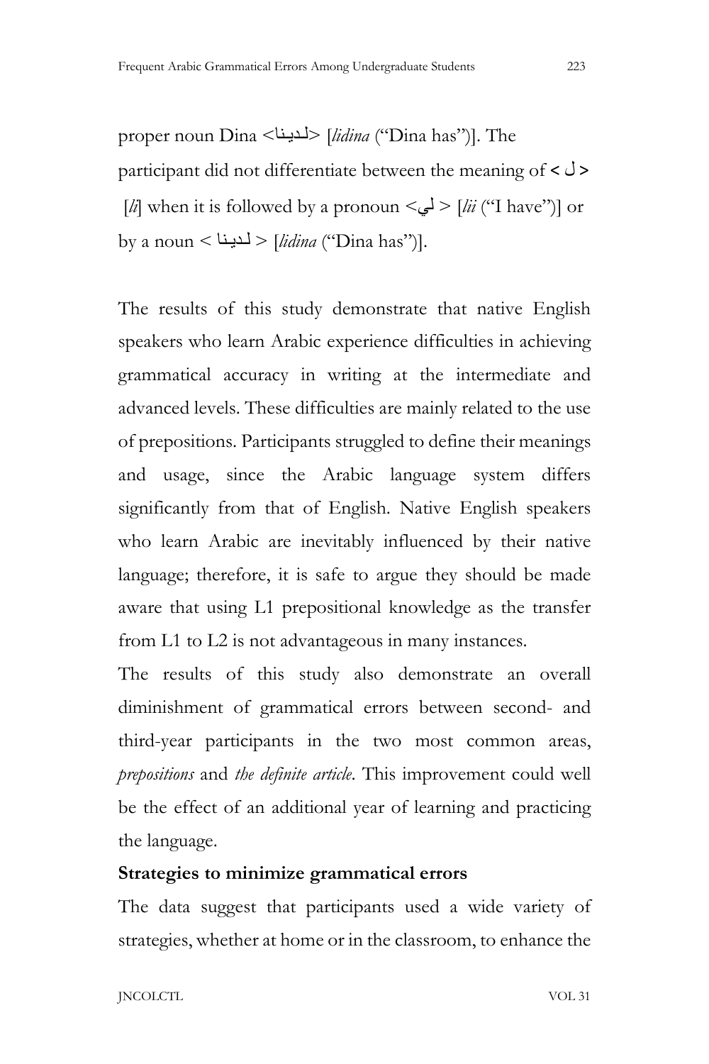proper noun Dina <لدينا> [*lidina* ("Dina has")]. The participant did not differentiate between the meaning of < ل > [*li*] when it is followed by a pronoun <لي > [*lii* ("I have")] or by a noun < لدينا > [*lidina* ("Dina has")].

The results of this study demonstrate that native English speakers who learn Arabic experience difficulties in achieving grammatical accuracy in writing at the intermediate and advanced levels. These difficulties are mainly related to the use of prepositions. Participants struggled to define their meanings and usage, since the Arabic language system differs significantly from that of English. Native English speakers who learn Arabic are inevitably influenced by their native language; therefore, it is safe to argue they should be made aware that using L1 prepositional knowledge as the transfer from L1 to L2 is not advantageous in many instances.

The results of this study also demonstrate an overall diminishment of grammatical errors between second- and third-year participants in the two most common areas, *prepositions* and *the definite article*. This improvement could well be the effect of an additional year of learning and practicing the language.

**Strategies to minimize grammatical errors**

The data suggest that participants used a wide variety of strategies, whether at home or in the classroom, to enhance the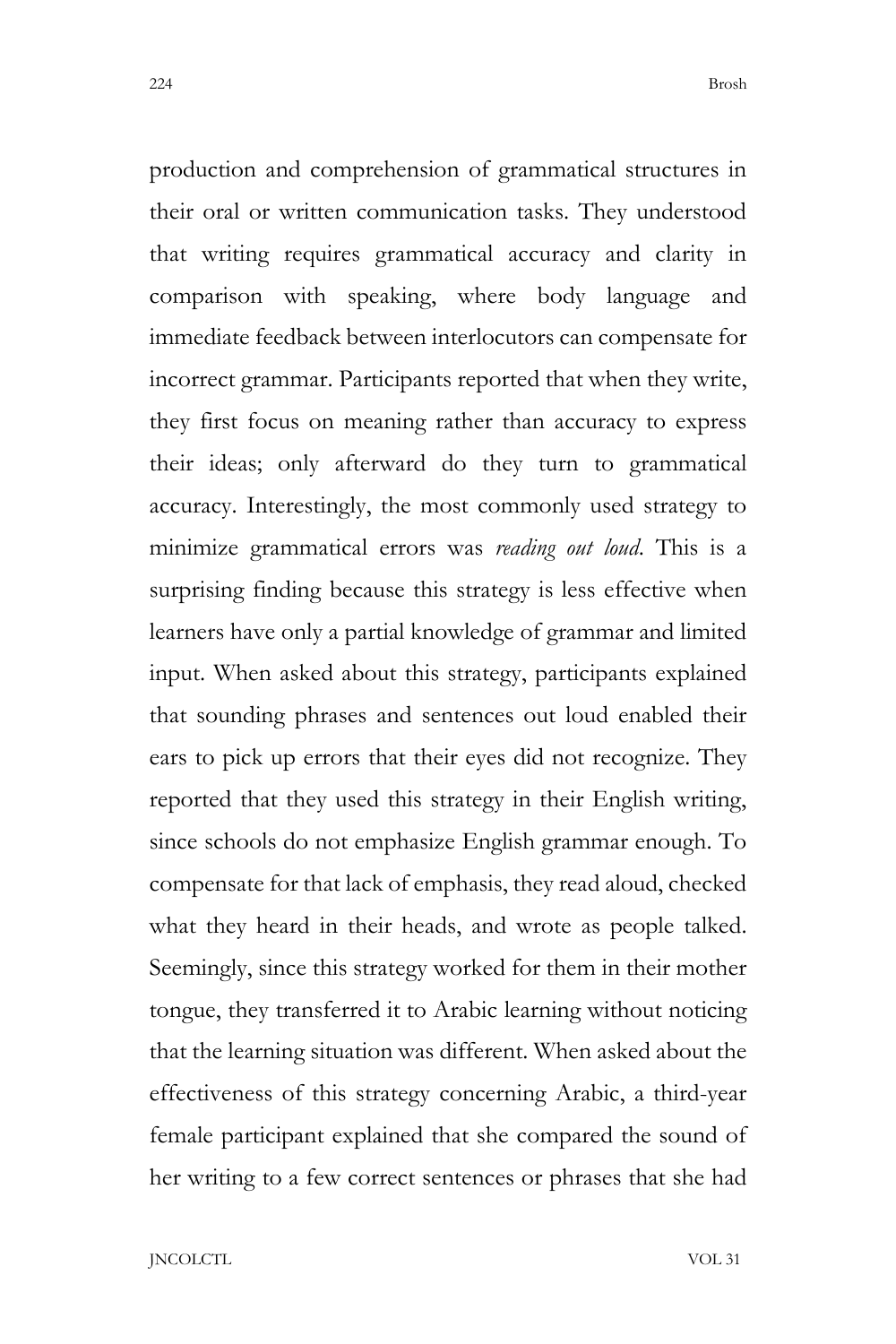production and comprehension of grammatical structures in their oral or written communication tasks. They understood that writing requires grammatical accuracy and clarity in comparison with speaking, where body language and immediate feedback between interlocutors can compensate for incorrect grammar. Participants reported that when they write, they first focus on meaning rather than accuracy to express their ideas; only afterward do they turn to grammatical accuracy. Interestingly, the most commonly used strategy to minimize grammatical errors was *reading out loud*. This is a surprising finding because this strategy is less effective when learners have only a partial knowledge of grammar and limited input. When asked about this strategy, participants explained that sounding phrases and sentences out loud enabled their ears to pick up errors that their eyes did not recognize. They reported that they used this strategy in their English writing, since schools do not emphasize English grammar enough. To compensate for that lack of emphasis, they read aloud, checked what they heard in their heads, and wrote as people talked. Seemingly, since this strategy worked for them in their mother tongue, they transferred it to Arabic learning without noticing that the learning situation was different. When asked about the effectiveness of this strategy concerning Arabic, a third-year female participant explained that she compared the sound of her writing to a few correct sentences or phrases that she had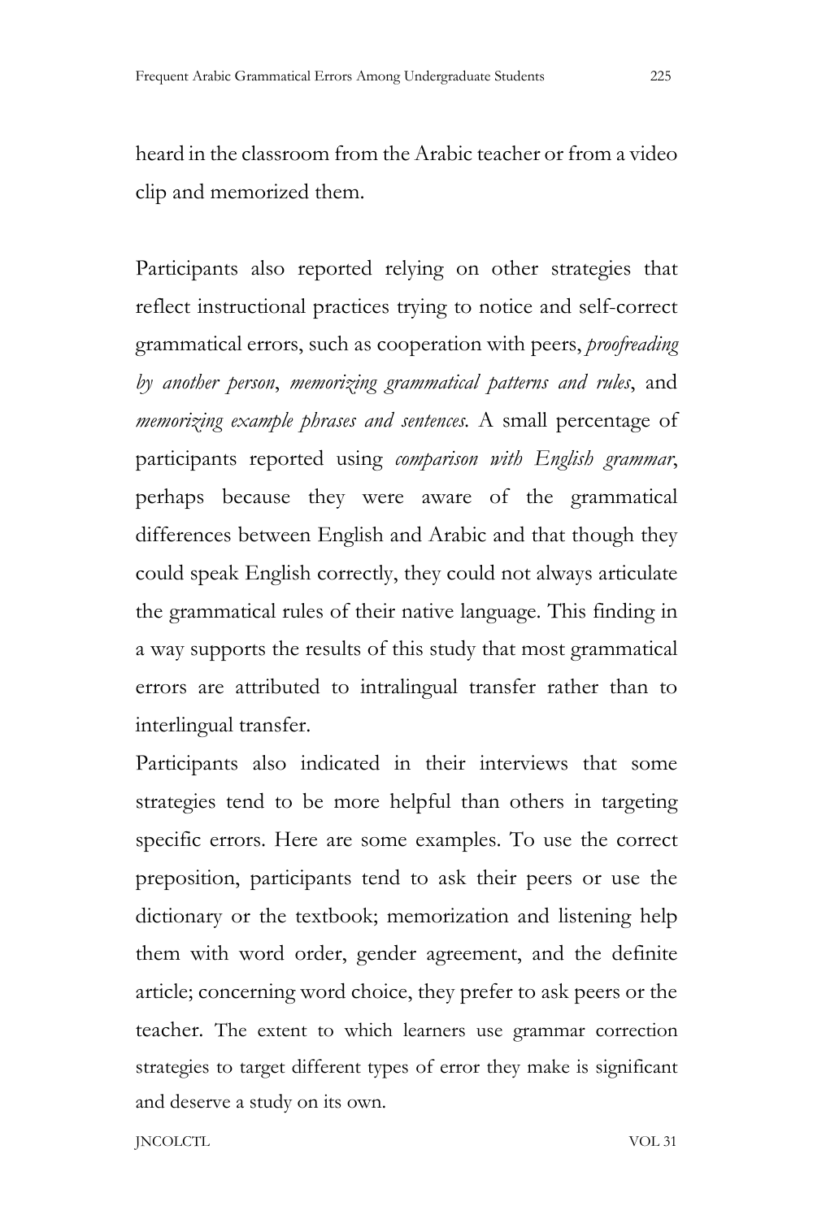heard in the classroom from the Arabic teacher or from a video clip and memorized them.

Participants also reported relying on other strategies that reflect instructional practices trying to notice and self-correct grammatical errors, such as cooperation with peers, *proofreading by another person*, *memorizing grammatical patterns and rules*, and *memorizing example phrases and sentences.* A small percentage of participants reported using *comparison with English grammar*, perhaps because they were aware of the grammatical differences between English and Arabic and that though they could speak English correctly, they could not always articulate the grammatical rules of their native language. This finding in a way supports the results of this study that most grammatical errors are attributed to intralingual transfer rather than to interlingual transfer.

Participants also indicated in their interviews that some strategies tend to be more helpful than others in targeting specific errors. Here are some examples. To use the correct preposition, participants tend to ask their peers or use the dictionary or the textbook; memorization and listening help them with word order, gender agreement, and the definite article; concerning word choice, they prefer to ask peers or the teacher. The extent to which learners use grammar correction strategies to target different types of error they make is significant and deserve a study on its own.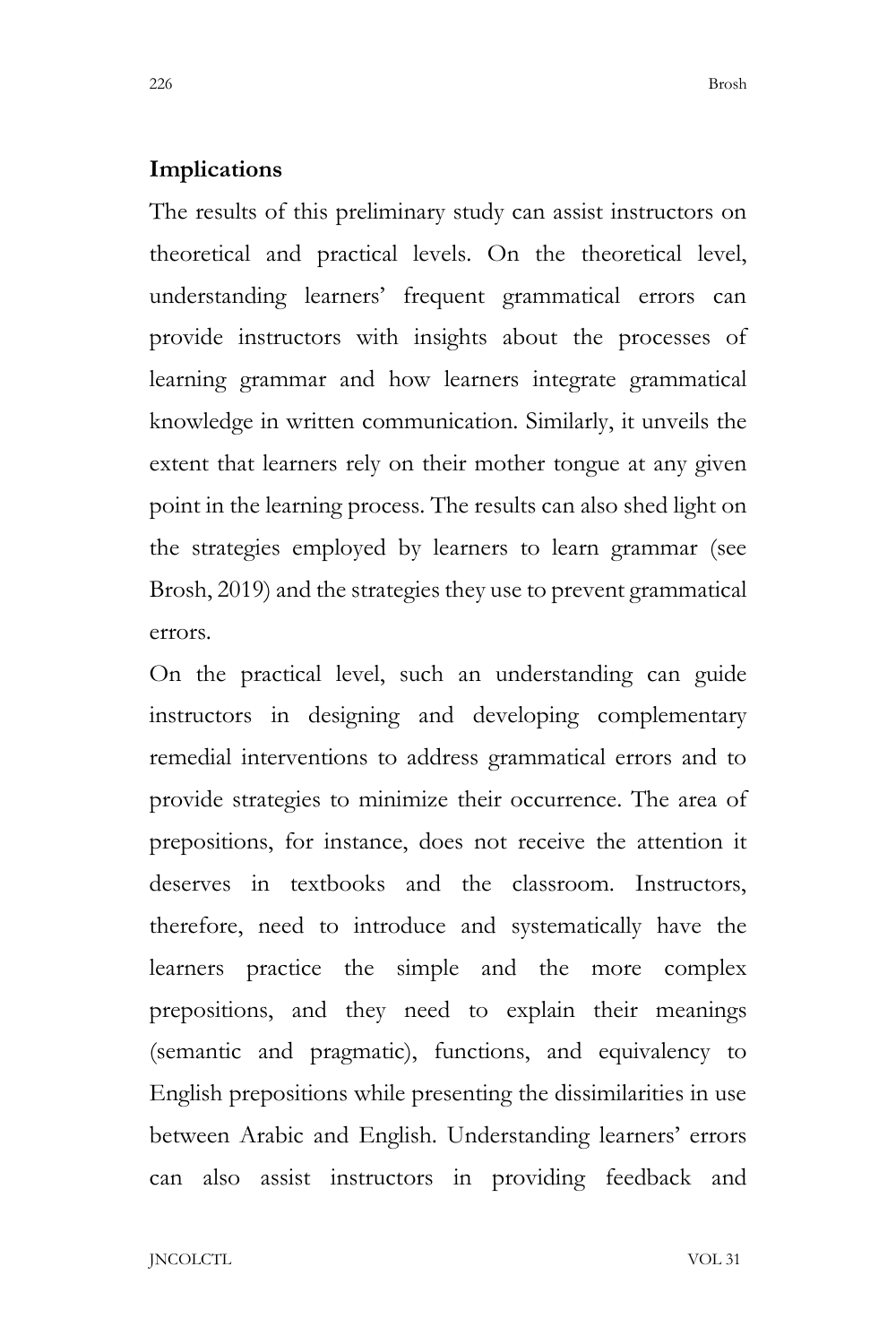## Implications

The results of this preliminary study can assist instructors on theoretical and practical levels. On the theoretical level, understanding learners' frequent grammatical errors can provide instructors with insights about the processes of learning grammar and how learners integrate grammatical knowledge in written communication. Similarly, it unveils the extent that learners rely on their mother tongue at any given point in the learning process. The results can also shed light on the strategies employed by learners to learn grammar (see Brosh, 2019) and the strategies they use to prevent grammatical errors.

On the practical level, such an understanding can guide instructors in designing and developing complementary remedial interventions to address grammatical errors and to provide strategies to minimize their occurrence. The area of prepositions, for instance, does not receive the attention it deserves in textbooks and the classroom. Instructors, therefore, need to introduce and systematically have the learners practice the simple and the more complex prepositions, and they need to explain their meanings (semantic and pragmatic), functions, and equivalency to English prepositions while presenting the dissimilarities in use between Arabic and English. Understanding learners' errors can also assist instructors in providing feedback and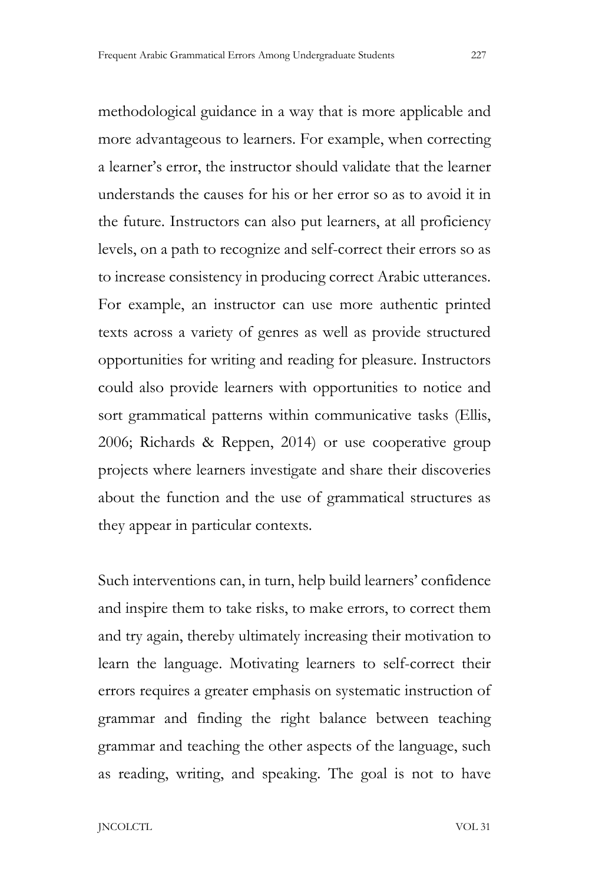methodological guidance in a way that is more applicable and more advantageous to learners. For example, when correcting a learner's error, the instructor should validate that the learner understands the causes for his or her error so as to avoid it in the future. Instructors can also put learners, at all proficiency levels, on a path to recognize and self-correct their errors so as to increase consistency in producing correct Arabic utterances. For example, an instructor can use more authentic printed texts across a variety of genres as well as provide structured opportunities for writing and reading for pleasure. Instructors could also provide learners with opportunities to notice and sort grammatical patterns within communicative tasks (Ellis, 2006; Richards & Reppen, 2014) or use cooperative group projects where learners investigate and share their discoveries about the function and the use of grammatical structures as they appear in particular contexts.

Such interventions can, in turn, help build learners' confidence and inspire them to take risks, to make errors, to correct them and try again, thereby ultimately increasing their motivation to learn the language. Motivating learners to self-correct their errors requires a greater emphasis on systematic instruction of grammar and finding the right balance between teaching grammar and teaching the other aspects of the language, such as reading, writing, and speaking. The goal is not to have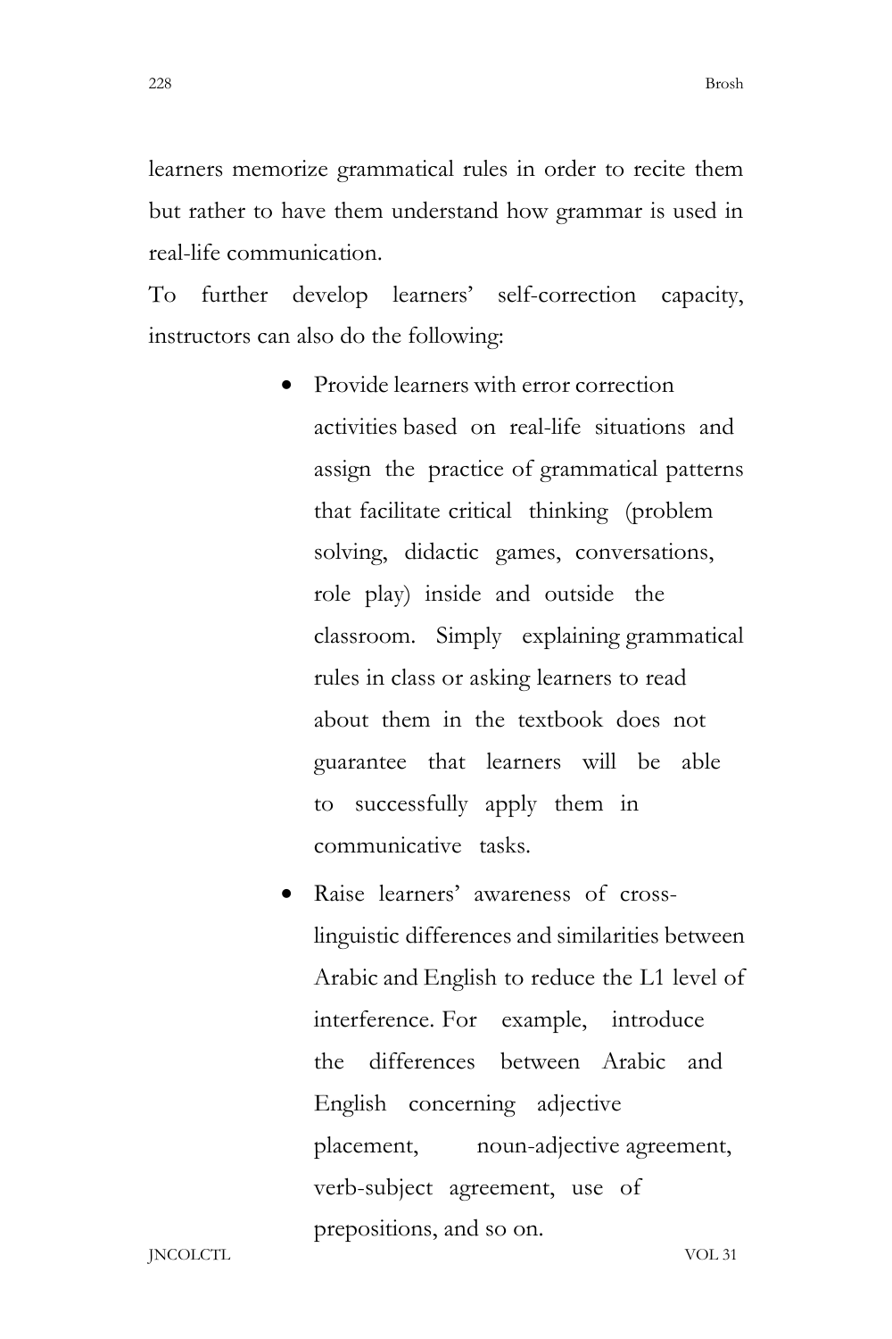learners memorize grammatical rules in order to recite them but rather to have them understand how grammar is used in real-life communication.

To further develop learners' self-correction capacity, instructors can also do the following:

- Provide learners with error correction activities based on real-life situations and assign the practice of grammatical patterns that facilitate critical thinking (problem solving, didactic games, conversations, role play) inside and outside the classroom. Simply explaining grammatical rules in class or asking learners to read about them in the textbook does not guarantee that learners will be able to successfully apply them in communicative tasks.
- Raise learners' awareness of cross-linguistic differences and similarities between Arabic and English to reduce the L1 level of interference. For example, introduce the differences between Arabic and English concerning adjective placement, noun-adjective agreement, verb-subject agreement, use of prepositions, and so on.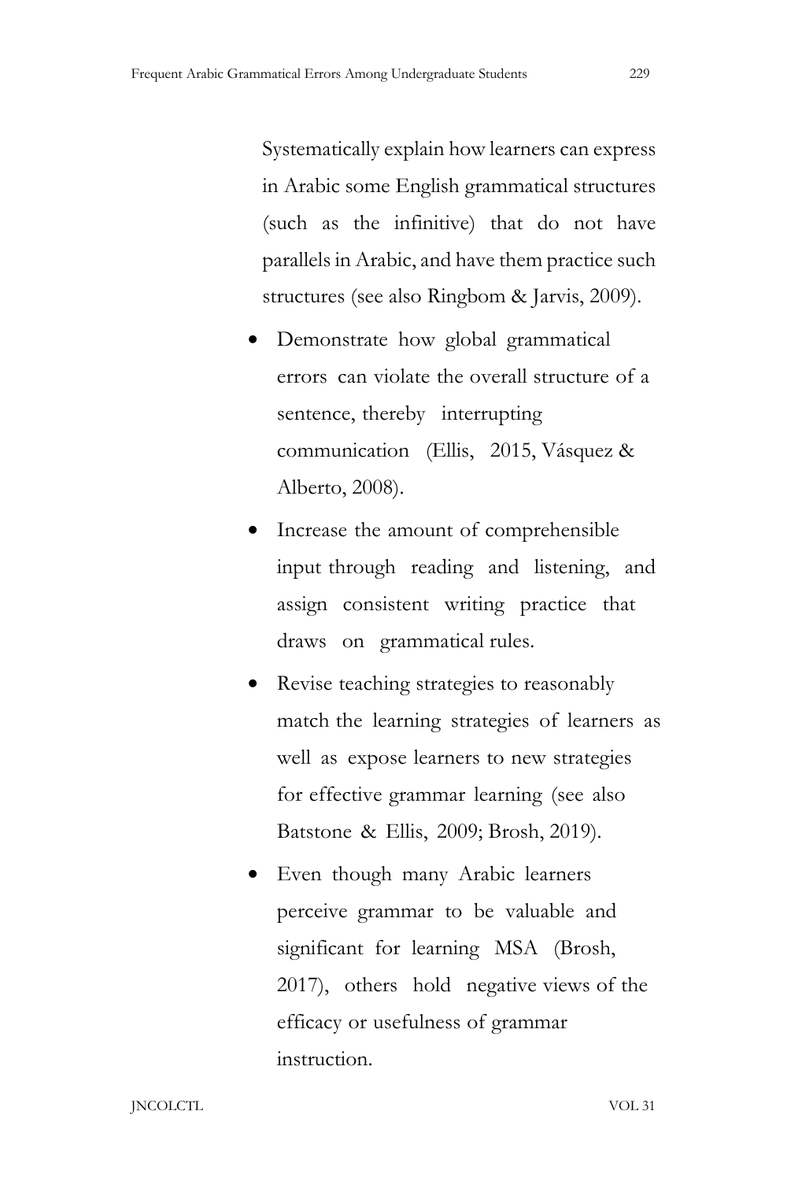Systematically explain how learners can express in Arabic some English grammatical structures (such as the infinitive) that do not have parallels in Arabic, and have them practice such structures (see also Ringbom & Jarvis, 2009).

- Demonstrate how global grammatical errors can violate the overall structure of a sentence, thereby interrupting communication (Ellis, 2015, Vásquez & Alberto, 2008).
- Increase the amount of comprehensible input through reading and listening, and assign consistent writing practice that draws on grammatical rules.
- Revise teaching strategies to reasonably match the learning strategies of learners as well as expose learners to new strategies for effective grammar learning (see also Batstone & Ellis, 2009; Brosh, 2019).
- Even though many Arabic learners perceive grammar to be valuable and significant for learning MSA (Brosh, 2017), others hold negative views of the efficacy or usefulness of grammar instruction.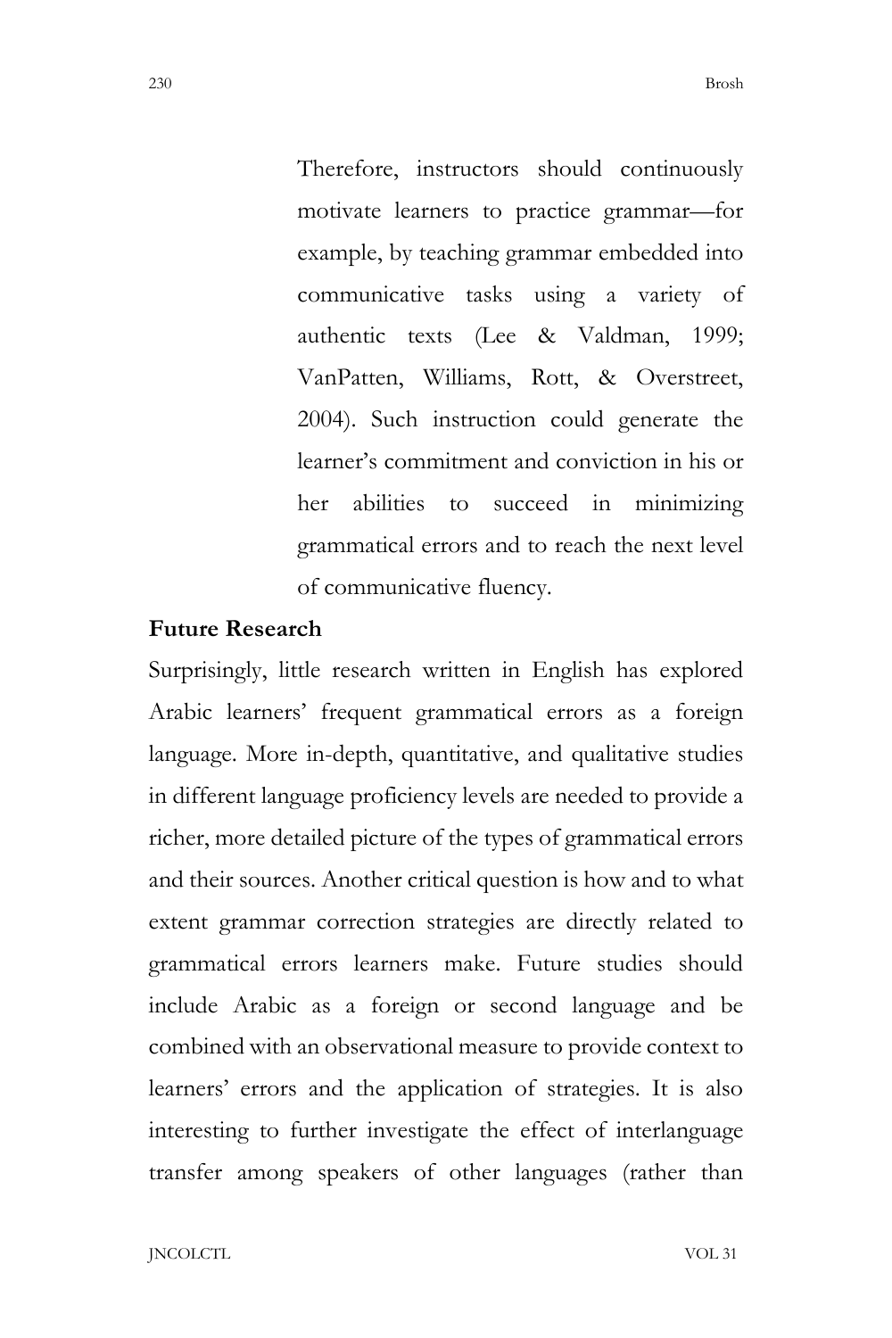Therefore, instructors should continuously motivate learners to practice grammar—for example, by teaching grammar embedded into communicative tasks using a variety of authentic texts (Lee & Valdman, 1999; VanPatten, Williams, Rott, & Overstreet, 2004). Such instruction could generate the learner's commitment and conviction in his or her abilities to succeed in minimizing grammatical errors and to reach the next level of communicative fluency.

**Future Research**

Surprisingly, little research written in English has explored Arabic learners' frequent grammatical errors as a foreign language. More in-depth, quantitative, and qualitative studies in different language proficiency levels are needed to provide a richer, more detailed picture of the types of grammatical errors and their sources. Another critical question is how and to what extent grammar correction strategies are directly related to grammatical errors learners make. Future studies should include Arabic as a foreign or second language and be combined with an observational measure to provide context to learners' errors and the application of strategies. It is also interesting to further investigate the effect of interlanguage transfer among speakers of other languages (rather than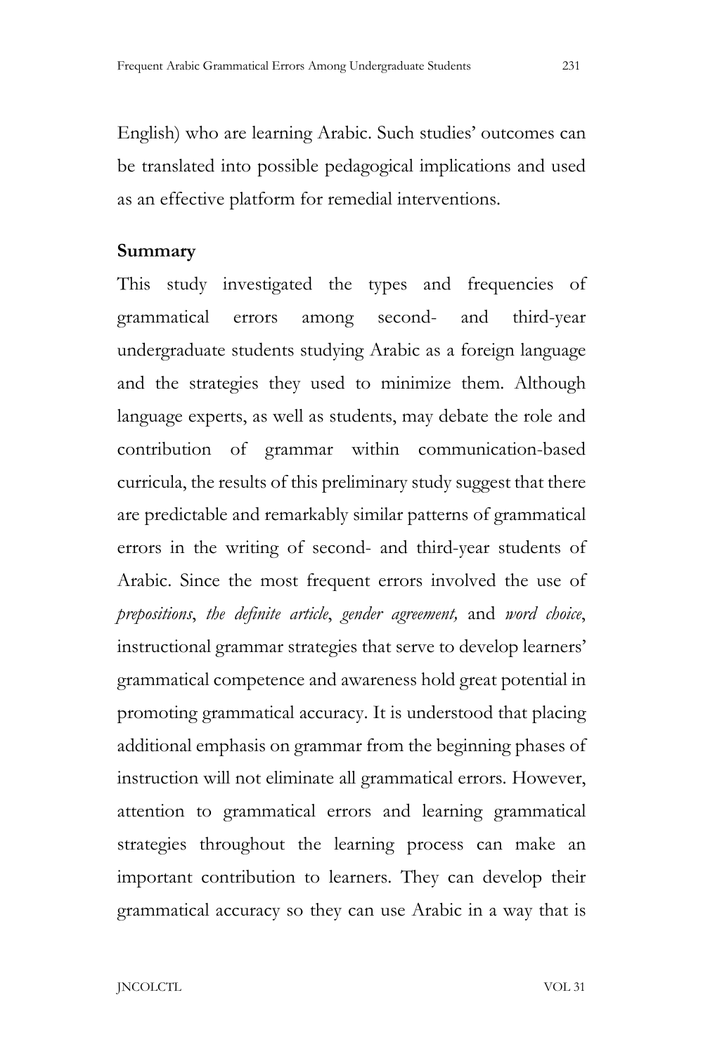English) who are learning Arabic. Such studies' outcomes can be translated into possible pedagogical implications and used as an effective platform for remedial interventions.

**Summary**

This study investigated the types and frequencies of grammatical errors among second- and third-year undergraduate students studying Arabic as a foreign language and the strategies they used to minimize them. Although language experts, as well as students, may debate the role and contribution of grammar within communication-based curricula, the results of this preliminary study suggest that there are predictable and remarkably similar patterns of grammatical errors in the writing of second- and third-year students of Arabic. Since the most frequent errors involved the use of *prepositions*, *the definite article*, *gender agreement,* and *word choice*, instructional grammar strategies that serve to develop learners' grammatical competence and awareness hold great potential in promoting grammatical accuracy. It is understood that placing additional emphasis on grammar from the beginning phases of instruction will not eliminate all grammatical errors. However, attention to grammatical errors and learning grammatical strategies throughout the learning process can make an important contribution to learners. They can develop their grammatical accuracy so they can use Arabic in a way that is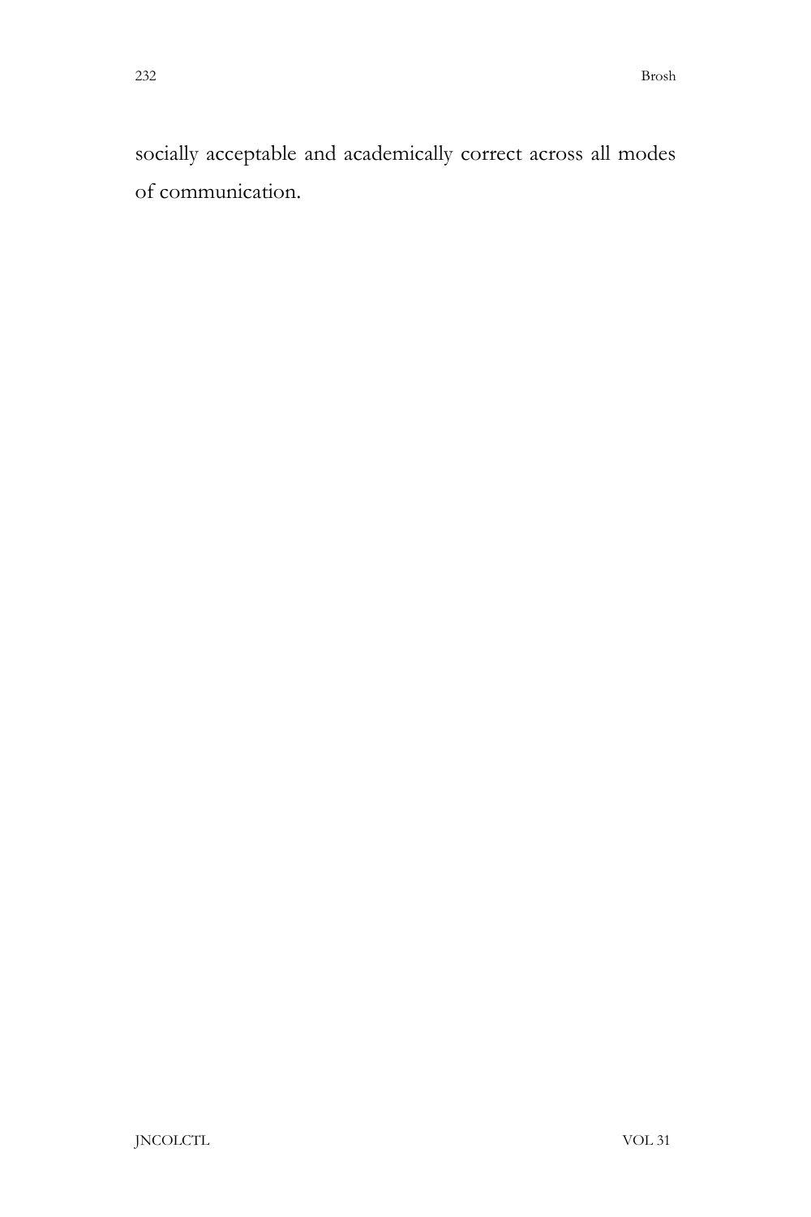socially acceptable and academically correct across all modes of communication.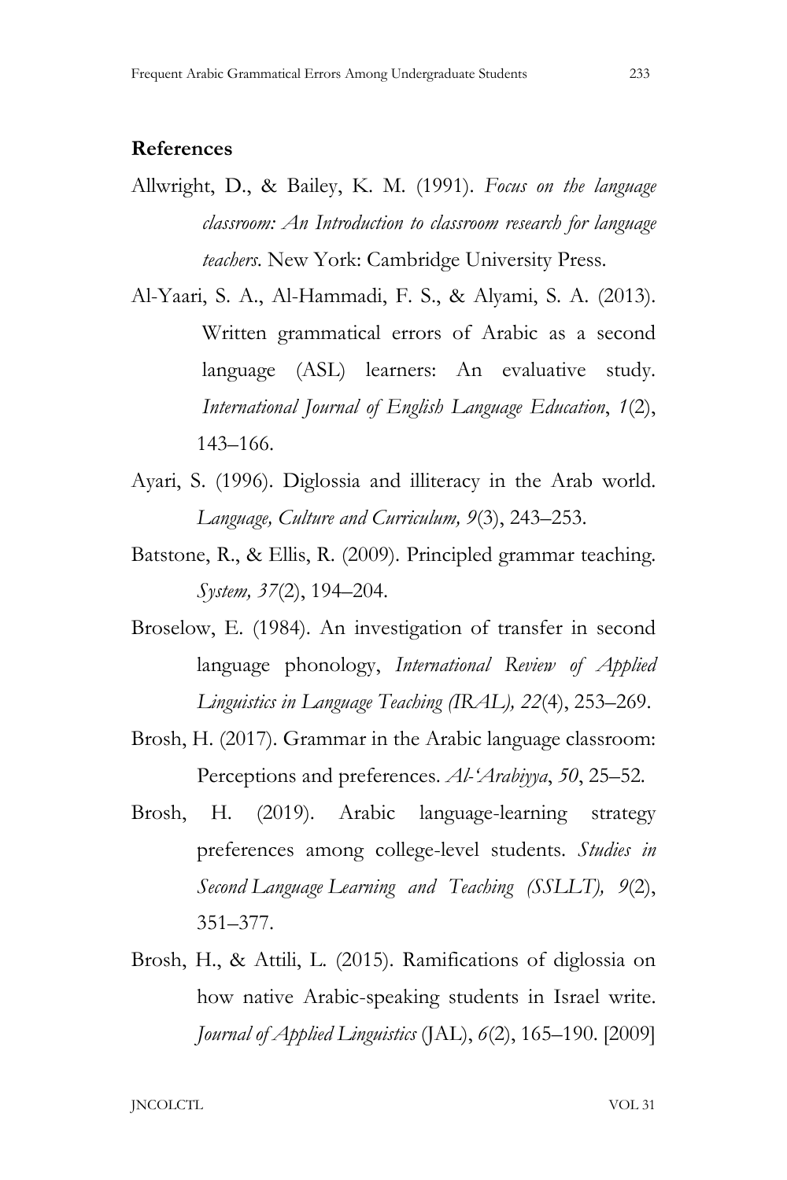## References

Allwright, D., & Bailey, K. M. (1991). *Focus on the language classroom: An Introduction to classroom research for language teachers*. New York: Cambridge University Press.

Al-Yaari, S. A., Al-Hammadi, F. S., & Alyami, S. A. (2013). Written grammatical errors of Arabic as a second language (ASL) learners: An evaluative study. *International Journal of English Language Education*, *1*(2), 143–166.

Ayari, S. (1996). Diglossia and illiteracy in the Arab world. *Language, Culture and Curriculum, 9*(3), 243–253.

Batstone, R., & Ellis, R. (2009). Principled grammar teaching. *System, 37*(2), 194–204.

Broselow, E. (1984). An investigation of transfer in second language phonology, *International Review of Applied Linguistics in Language Teaching (IRAL), 22*(4), 253–269.

Brosh, H. (2017). Grammar in the Arabic language classroom: Perceptions and preferences. *Al-'Arabiyya*, *50*, 25–52.

Brosh, H. (2019). Arabic language-learning strategy preferences among college-level students. *Studies in Second Language Learning and Teaching (SSLLT), 9*(2), 351–377.

Brosh, H., & Attili, L. (2015). Ramifications of diglossia on how native Arabic-speaking students in Israel write. *Journal of Applied Linguistics* (JAL), *6*(2), 165–190. [2009]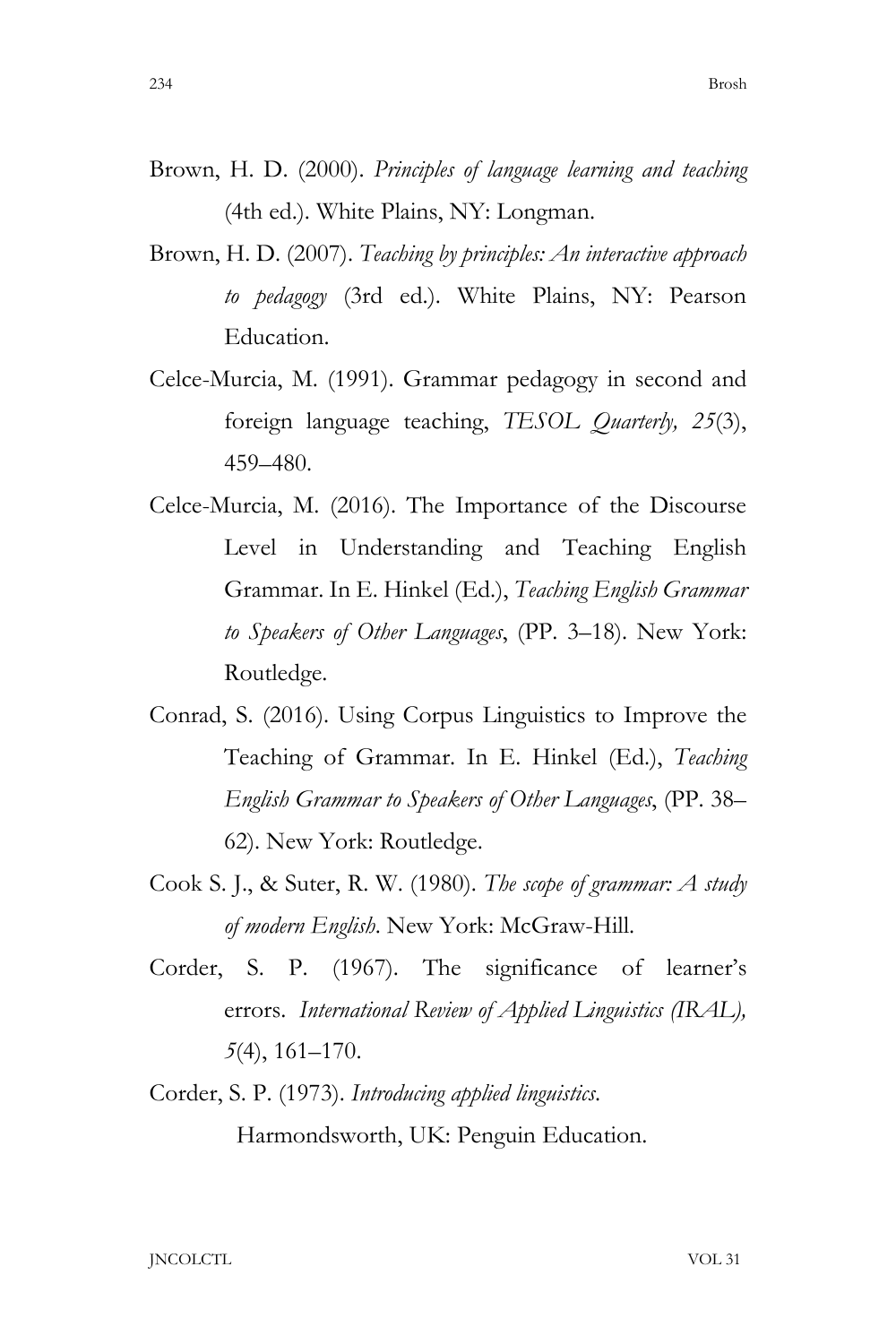Brown, H. D. (2000). *Principles of language learning and teaching* (4th ed.). White Plains, NY: Longman.

Brown, H. D. (2007). *Teaching by principles: An interactive approach to pedagogy* (3rd ed.). White Plains, NY: Pearson Education.

Celce-Murcia, M. (1991). Grammar pedagogy in second and foreign language teaching, *TESOL Quarterly, 25*(3), 459–480.

Celce-Murcia, M. (2016). The Importance of the Discourse Level in Understanding and Teaching English Grammar. In E. Hinkel (Ed.), *Teaching English Grammar to Speakers of Other Languages*, (PP. 3–18). New York: Routledge.

Conrad, S. (2016). Using Corpus Linguistics to Improve the Teaching of Grammar. In E. Hinkel (Ed.), *Teaching English Grammar to Speakers of Other Languages*, (PP. 38–62). New York: Routledge.

Cook S. J., & Suter, R. W. (1980). *The scope of grammar: A study of modern English*. New York: McGraw-Hill.

Corder, S. P. (1967). The significance of learner's errors. *International Review of Applied Linguistics (IRAL), 5*(4), 161–170.

Corder, S. P. (1973). *Introducing applied linguistics*. Harmondsworth, UK: Penguin Education.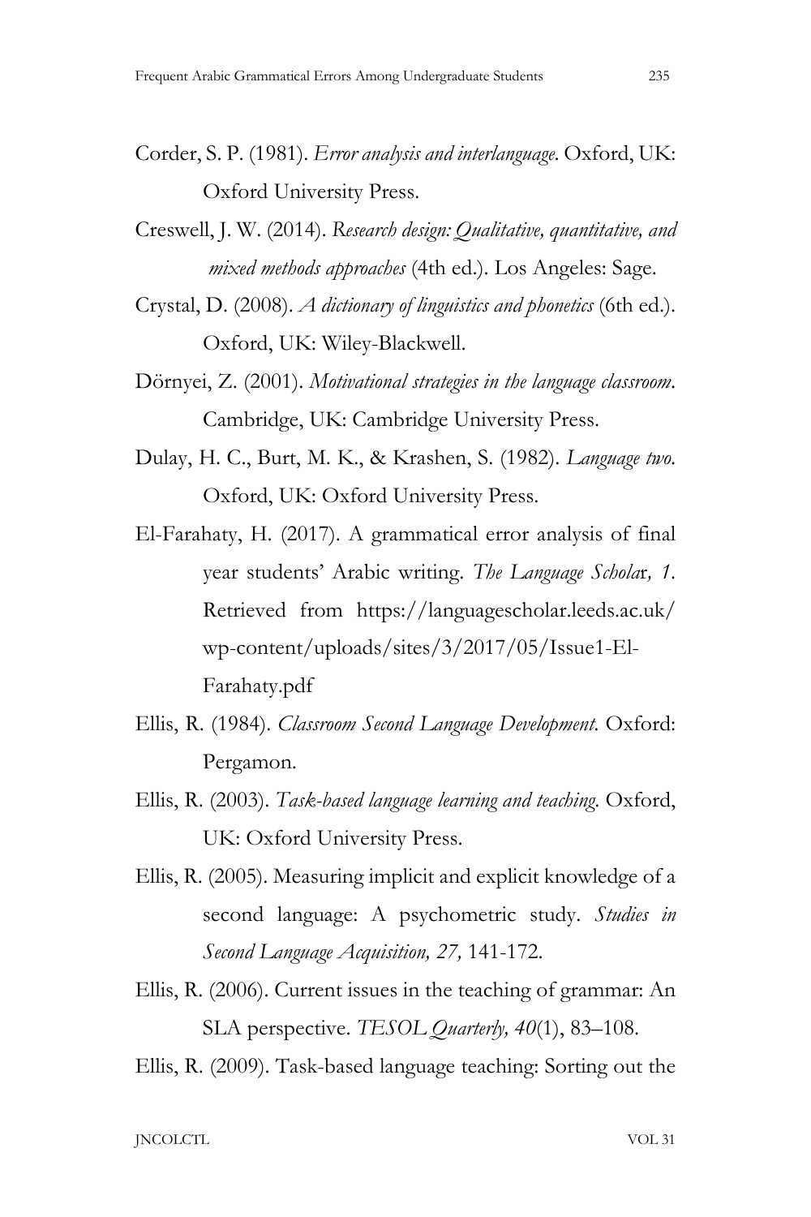Corder, S. P. (1981). *Error analysis and interlanguage*. Oxford, UK: Oxford University Press.

Creswell, J. W. (2014). *Research design: Qualitative, quantitative, and mixed methods approaches* (4th ed.). Los Angeles: Sage.

Crystal, D. (2008). *A dictionary of linguistics and phonetics* (6th ed.). Oxford, UK: Wiley-Blackwell.

Dörnyei, Z. (2001). *Motivational strategies in the language classroom*. Cambridge, UK: Cambridge University Press.

Dulay, H. C., Burt, M. K., & Krashen, S. (1982). *Language two.* Oxford, UK: Oxford University Press.

El-Farahaty, H. (2017). A grammatical error analysis of final year students' Arabic writing. *The Language Scholar, 1*. Retrieved from https://languagescholar.leeds.ac.uk/wp-content/uploads/sites/3/2017/05/Issue1-El-Farahaty.pdf

Ellis, R. (1984). *Classroom Second Language Development.* Oxford: Pergamon.

Ellis, R. (2003). *Task-based language learning and teaching.* Oxford, UK: Oxford University Press.

Ellis, R. (2005). Measuring implicit and explicit knowledge of a second language: A psychometric study. *Studies in Second Language Acquisition, 27,* 141-172.

Ellis, R. (2006). Current issues in the teaching of grammar: An SLA perspective. *TESOL Quarterly, 40*(1), 83–108.

Ellis, R. (2009). Task-based language teaching: Sorting out the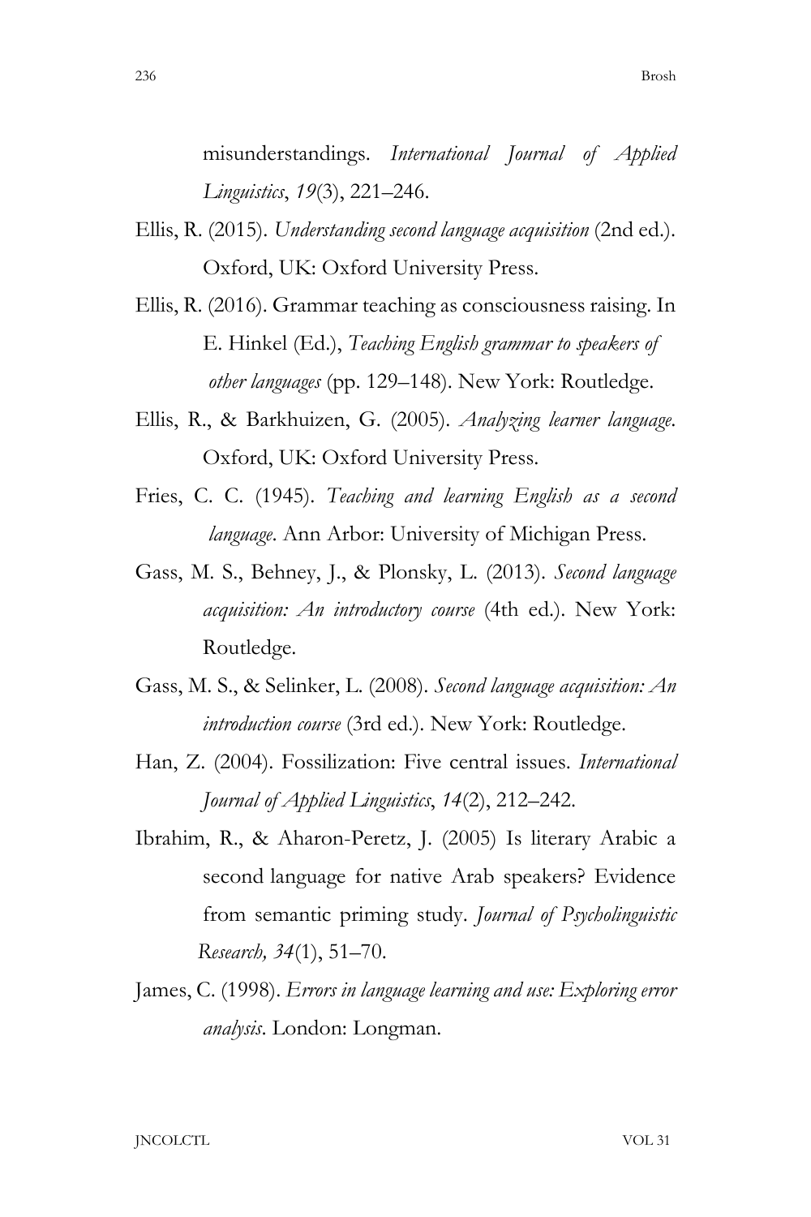misunderstandings. *International Journal of Applied Linguistics*, *19*(3), 221–246.

Ellis, R. (2015). *Understanding second language acquisition* (2nd ed.). Oxford, UK: Oxford University Press.

Ellis, R. (2016). Grammar teaching as consciousness raising. In E. Hinkel (Ed.), *Teaching English grammar to speakers of other languages* (pp. 129–148). New York: Routledge.

Ellis, R., & Barkhuizen, G. (2005). *Analyzing learner language*. Oxford, UK: Oxford University Press.

Fries, C. C. (1945). *Teaching and learning English as a second language*. Ann Arbor: University of Michigan Press.

Gass, M. S., Behney, J., & Plonsky, L. (2013). *Second language acquisition: An introductory course* (4th ed.). New York: Routledge.

Gass, M. S., & Selinker, L. (2008). *Second language acquisition: An introduction course* (3rd ed.). New York: Routledge.

Han, Z. (2004). Fossilization: Five central issues. *International Journal of Applied Linguistics*, *14*(2), 212–242.

Ibrahim, R., & Aharon-Peretz, J. (2005) Is literary Arabic a second language for native Arab speakers? Evidence from semantic priming study. *Journal of Psycholinguistic Research, 34*(1), 51–70.

James, C. (1998). *Errors in language learning and use: Exploring error analysis*. London: Longman.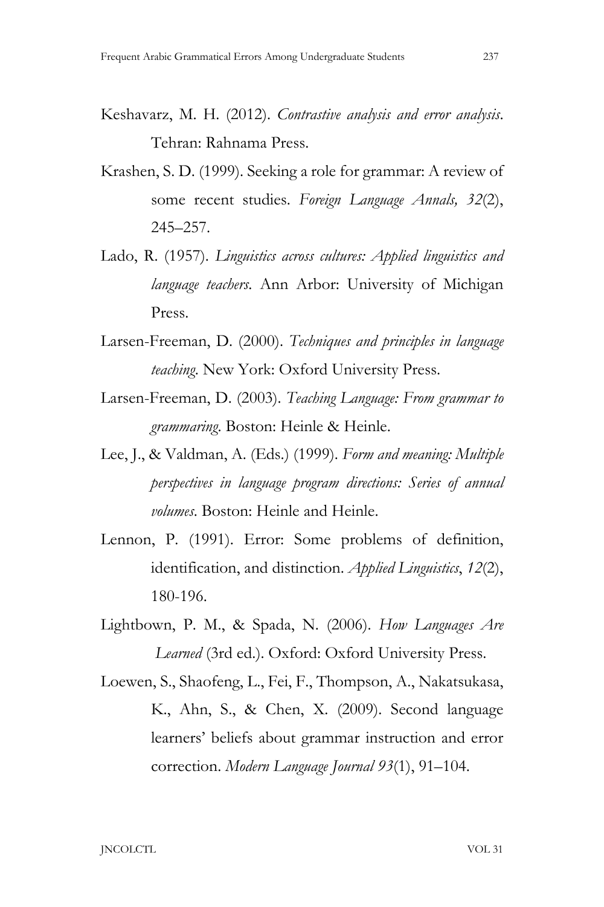Keshavarz, M. H. (2012). *Contrastive analysis and error analysis*. Tehran: Rahnama Press.

Krashen, S. D. (1999). Seeking a role for grammar: A review of some recent studies. *Foreign Language Annals, 32*(2), 245–257.

Lado, R. (1957). *Linguistics across cultures: Applied linguistics and language teachers*. Ann Arbor: University of Michigan Press.

Larsen-Freeman, D. (2000). *Techniques and principles in language teaching*. New York: Oxford University Press.

Larsen-Freeman, D. (2003). *Teaching Language: From grammar to grammaring*. Boston: Heinle & Heinle.

Lee, J., & Valdman, A. (Eds.) (1999). *Form and meaning: Multiple perspectives in language program directions: Series of annual volumes*. Boston: Heinle and Heinle.

Lennon, P. (1991). Error: Some problems of definition, identification, and distinction. *Applied Linguistics*, *12*(2), 180-196.

Lightbown, P. M., & Spada, N. (2006). *How Languages Are Learned* (3rd ed.). Oxford: Oxford University Press.

Loewen, S., Shaofeng, L., Fei, F., Thompson, A., Nakatsukasa, K., Ahn, S., & Chen, X. (2009). Second language learners' beliefs about grammar instruction and error correction. *Modern Language Journal 93*(1), 91–104.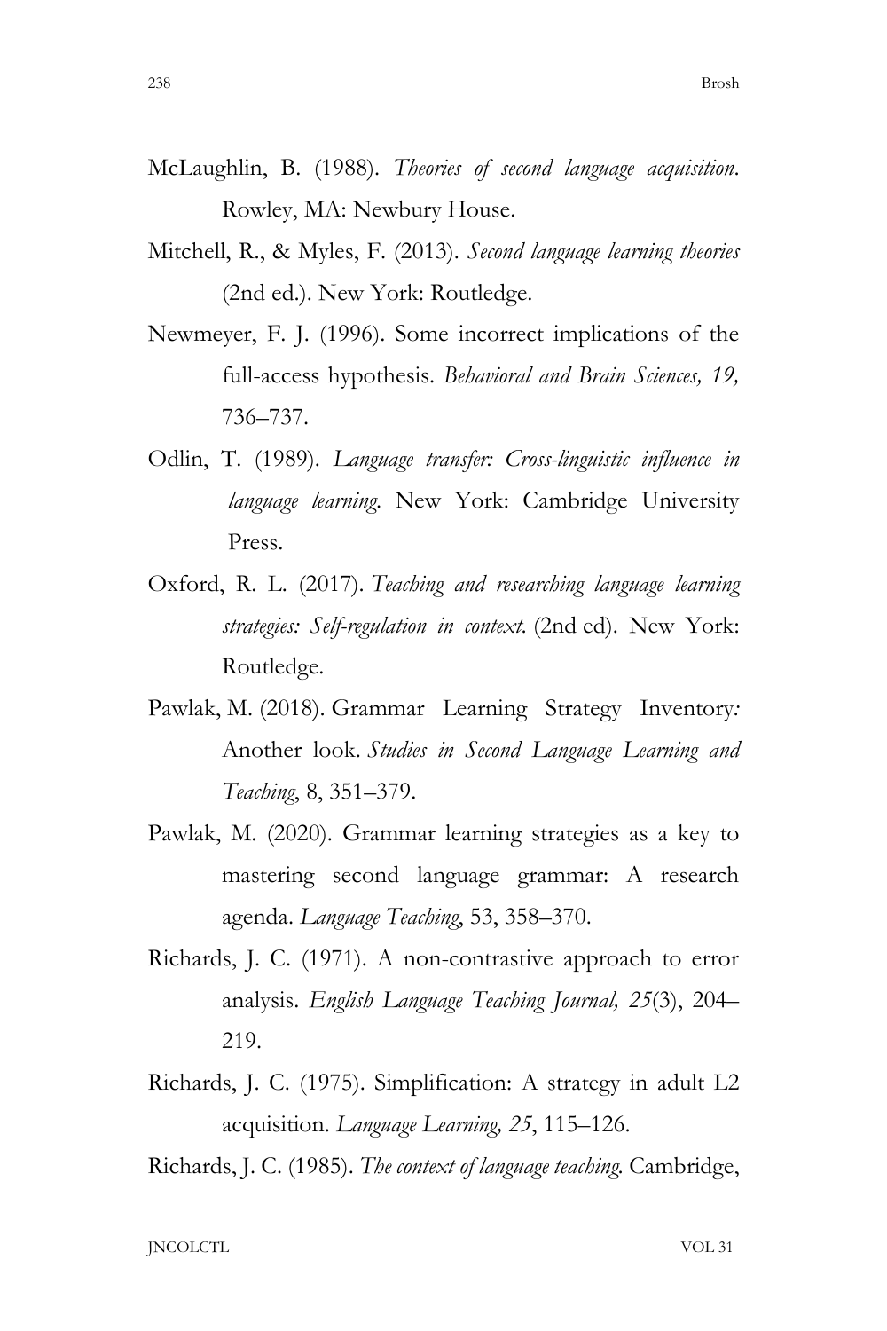McLaughlin, B. (1988). *Theories of second language acquisition*. Rowley, MA: Newbury House.

Mitchell, R., & Myles, F. (2013). *Second language learning theories* (2nd ed.). New York: Routledge.

Newmeyer, F. J. (1996). Some incorrect implications of the full-access hypothesis. *Behavioral and Brain Sciences, 19,* 736–737.

Odlin, T. (1989). *Language transfer: Cross-linguistic influence in language learning.* New York: Cambridge University Press.

Oxford, R. L. (2017). *Teaching and researching language learning strategies: Self-regulation in context.* (2nd ed). New York: Routledge.

Pawlak, M. (2018). Grammar Learning Strategy Inventory*:* Another look. *Studies in Second Language Learning and Teaching*, 8, 351–379.

Pawlak, M. (2020). Grammar learning strategies as a key to mastering second language grammar: A research agenda. *Language Teaching*, 53, 358–370.

Richards, J. C. (1971). A non-contrastive approach to error analysis. *English Language Teaching Journal, 25*(3), 204–219.

Richards, J. C. (1975). Simplification: A strategy in adult L2 acquisition. *Language Learning, 25*, 115–126.

Richards, J. C. (1985). *The context of language teaching.* Cambridge,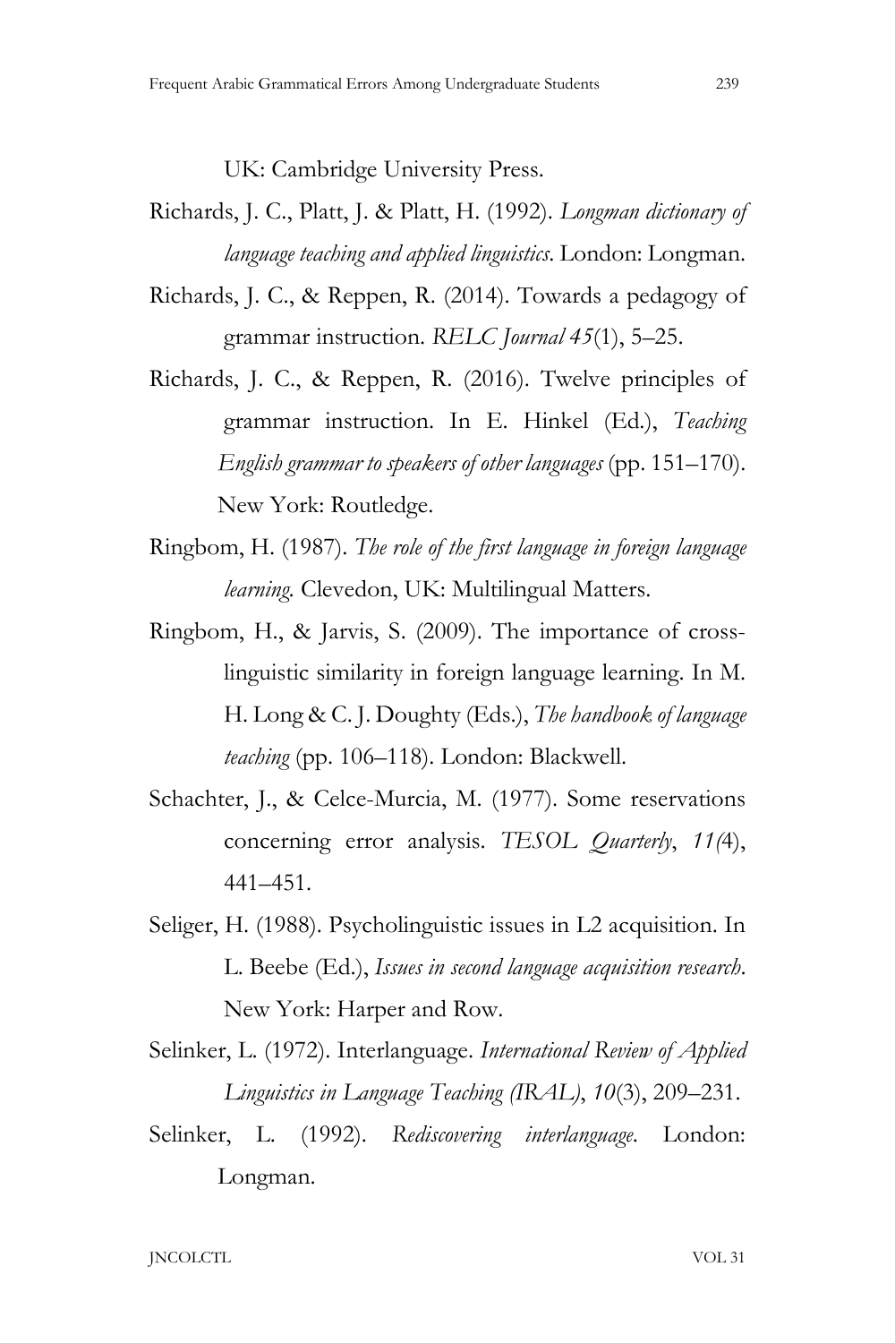UK: Cambridge University Press.

Richards, J. C., Platt, J. & Platt, H. (1992). *Longman dictionary of language teaching and applied linguistics*. London: Longman.

Richards, J. C., & Reppen, R. (2014). Towards a pedagogy of grammar instruction. *RELC Journal 45*(1), 5–25.

Richards, J. C., & Reppen, R. (2016). Twelve principles of grammar instruction. In E. Hinkel (Ed.), *Teaching English grammar to speakers of other languages* (pp. 151–170). New York: Routledge.

Ringbom, H. (1987). *The role of the first language in foreign language learning.* Clevedon, UK: Multilingual Matters.

Ringbom, H., & Jarvis, S. (2009). The importance of cross-linguistic similarity in foreign language learning. In M. H. Long & C. J. Doughty (Eds.), *The handbook of language teaching* (pp. 106–118). London: Blackwell.

Schachter, J., & Celce-Murcia, M. (1977). Some reservations concerning error analysis. *TESOL Quarterly*, *11(*4), 441–451.

Seliger, H. (1988). Psycholinguistic issues in L2 acquisition. In L. Beebe (Ed.), *Issues in second language acquisition research*. New York: Harper and Row.

Selinker, L. (1972). Interlanguage. *International Review of Applied Linguistics in Language Teaching (IRAL)*, *10*(3), 209–231.

Selinker, L. (1992). *Rediscovering interlanguage*. London: Longman.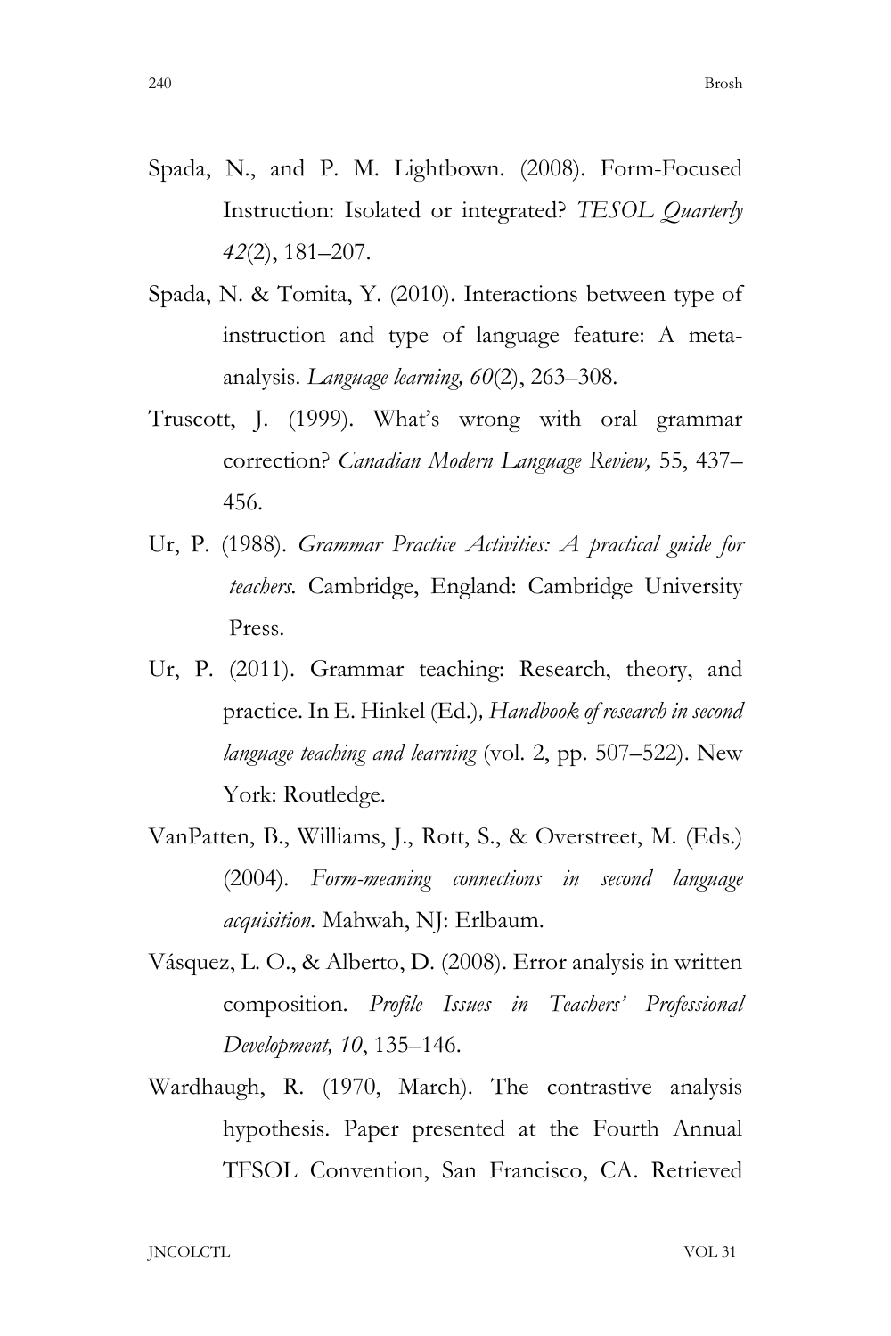Spada, N., and P. M. Lightbown. (2008). Form-Focused Instruction: Isolated or integrated? *TESOL Quarterly 42*(2), 181–207.

Spada, N. & Tomita, Y. (2010). Interactions between type of instruction and type of language feature: A meta-analysis. *Language learning, 60*(2), 263–308.

Truscott, J. (1999). What's wrong with oral grammar correction? *Canadian Modern Language Review,* 55, 437–456.

Ur, P. (1988). *Grammar Practice Activities: A practical guide for teachers.* Cambridge, England: Cambridge University Press.

Ur, P. (2011). Grammar teaching: Research, theory, and practice. In E. Hinkel (Ed.)*, Handbook of research in second language teaching and learning* (vol. 2, pp. 507–522). New York: Routledge.

VanPatten, B., Williams, J., Rott, S., & Overstreet, M. (Eds.) (2004). *Form-meaning connections in second language acquisition.* Mahwah, NJ: Erlbaum.

Vásquez, L. O., & Alberto, D. (2008). Error analysis in written composition. *Profile Issues in Teachers' Professional Development, 10*, 135–146.

Wardhaugh, R. (1970, March). The contrastive analysis hypothesis. Paper presented at the Fourth Annual TFSOL Convention, San Francisco, CA. Retrieved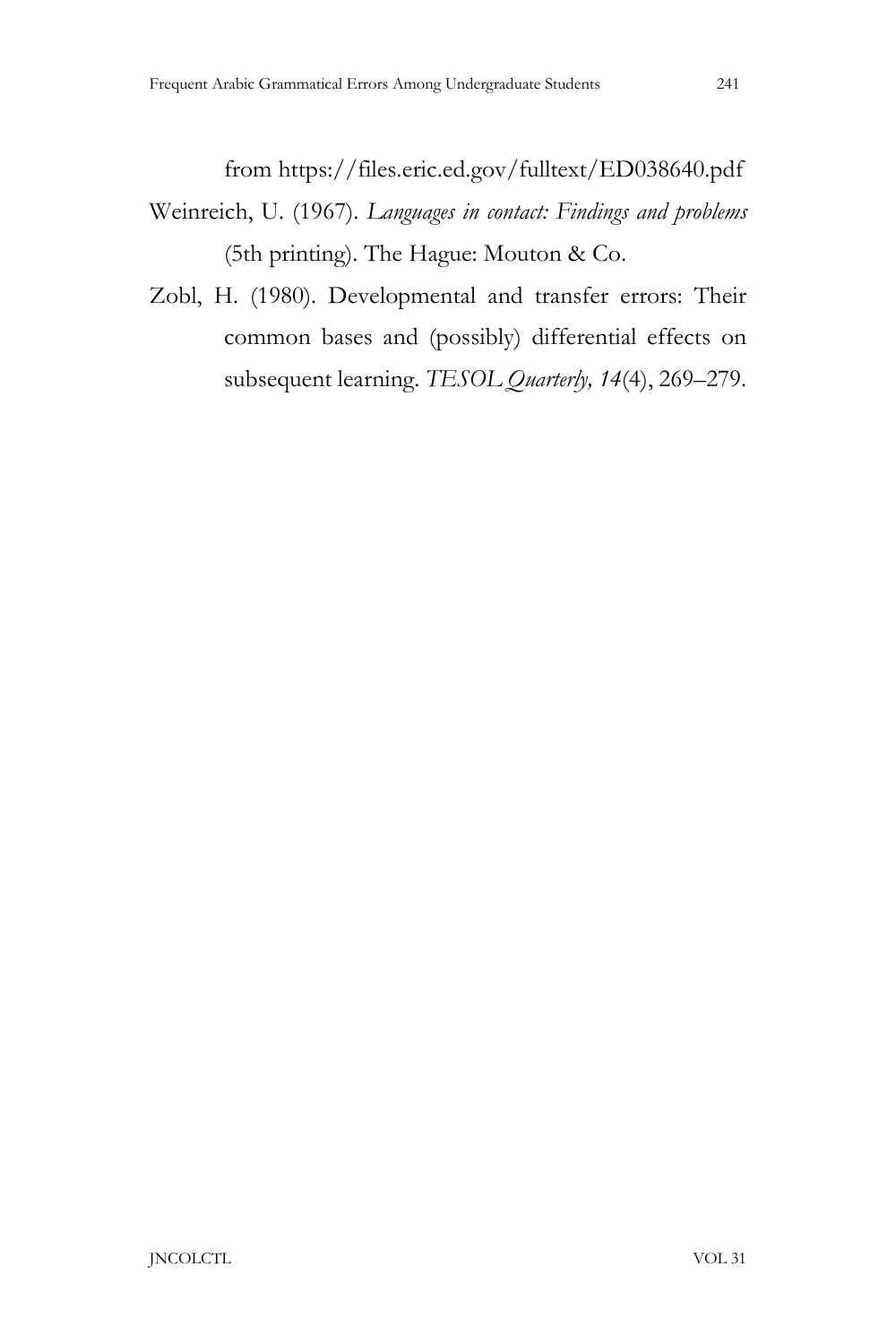from https://files.eric.ed.gov/fulltext/ED038640.pdf

Weinreich, U. (1967). *Languages in contact: Findings and problems* (5th printing). The Hague: Mouton & Co.

Zobl, H. (1980). Developmental and transfer errors: Their common bases and (possibly) differential effects on subsequent learning. *TESOL Quarterly, 14*(4), 269–279.